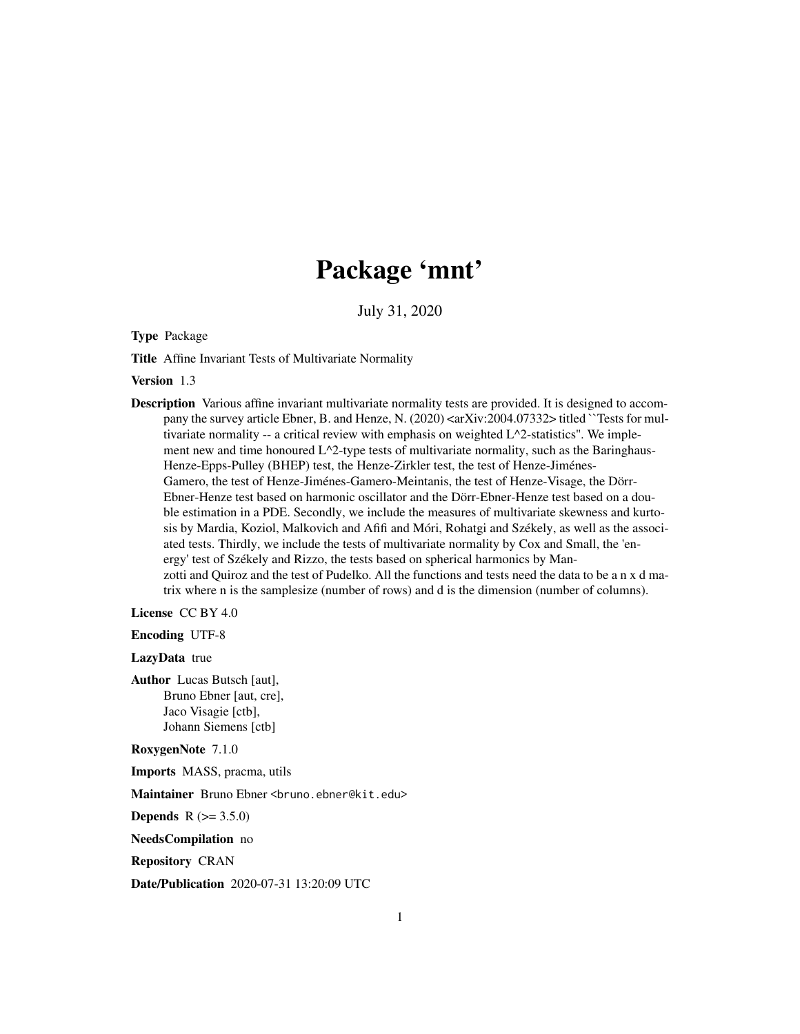# Package 'mnt'

July 31, 2020

**Type** Package

**Title** Affine Invariant Tests of Multivariate Normality

**Version** 1.3

**Description** Various affine invariant multivariate normality tests are provided. It is designed to accompany the survey article Ebner, B. and Henze, N. (2020) <arXiv:2004.07332> titled ``Tests for multivariate normality -- a critical review with emphasis on weighted L^2-statistics''. We implement new and time honoured L^2-type tests of multivariate normality, such as the Baringhaus-Henze-Epps-Pulley (BHEP) test, the Henze-Zirkler test, the test of Henze-Jiménes-Gamero, the test of Henze-Jiménes-Gamero-Meintanis, the test of Henze-Visage, the Dörr-Ebner-Henze test based on harmonic oscillator and the Dörr-Ebner-Henze test based on a double estimation in a PDE. Secondly, we include the measures of multivariate skewness and kurtosis by Mardia, Koziol, Malkovich and Afifi and Móri, Rohatgi and Székely, as well as the associated tests. Thirdly, we include the tests of multivariate normality by Cox and Small, the 'energy' test of Székely and Rizzo, the tests based on spherical harmonics by Manzotti and Quiroz and the test of Pudelko. All the functions and tests need the data to be a n x d matrix where n is the samplesize (number of rows) and d is the dimension (number of columns).

**License** CC BY 4.0

**Encoding** UTF-8

**LazyData** true

**Author** Lucas Butsch [aut],
Bruno Ebner [aut, cre],
Jaco Visagie [ctb],
Johann Siemens [ctb]

**RoxygenNote** 7.1.0

**Imports** MASS, pracma, utils

**Maintainer** Bruno Ebner <bruno.ebner@kit.edu>

**Depends** R (>= 3.5.0)

**NeedsCompilation** no

**Repository** CRAN

**Date/Publication** 2020-07-31 13:20:09 UTC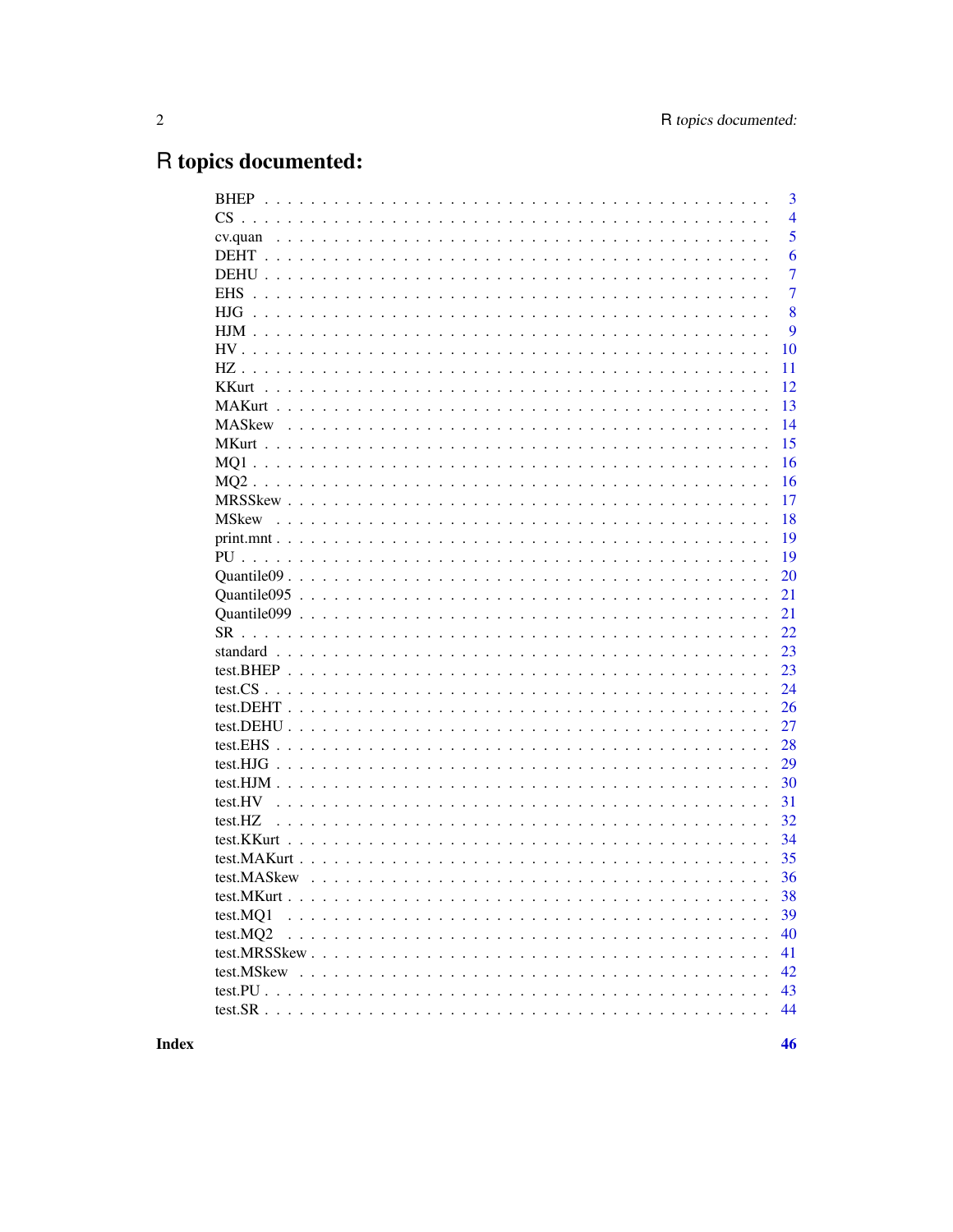# R topics documented:

| | |
|---|---|
| BHEP | 3 |
| CS | 4 |
| cv.quan | 5 |
| DEHT | 6 |
| DEHU | 7 |
| EHS | 7 |
| HJG | 8 |
| HJM | 9 |
| HV | 10 |
| HZ | 11 |
| KKurt | 12 |
| MAKurt | 13 |
| MASkew | 14 |
| MKurt | 15 |
| MQ1 | 16 |
| MQ2 | 16 |
| MRSSkew | 17 |
| MSkew | 18 |
| print.mnt | 19 |
| PU | 19 |
| Quantile09 | 20 |
| Quantile095 | 21 |
| Quantile099 | 21 |
| SR | 22 |
| standard | 23 |
| test.BHEP | 23 |
| test.CS | 24 |
| test.DEHT | 26 |
| test.DEHU | 27 |
| test.EHS | 28 |
| test.HJG | 29 |
| test.HJM | 30 |
| test.HV | 31 |
| test.HZ | 32 |
| test.KKurt | 34 |
| test.MAKurt | 35 |
| test.MASkew | 36 |
| test.MKurt | 38 |
| test.MQ1 | 39 |
| test.MQ2 | 40 |
| test.MRSSkew | 41 |
| test.MSkew | 42 |
| test.PU | 43 |
| test.SR | 44 |

**Index** **46**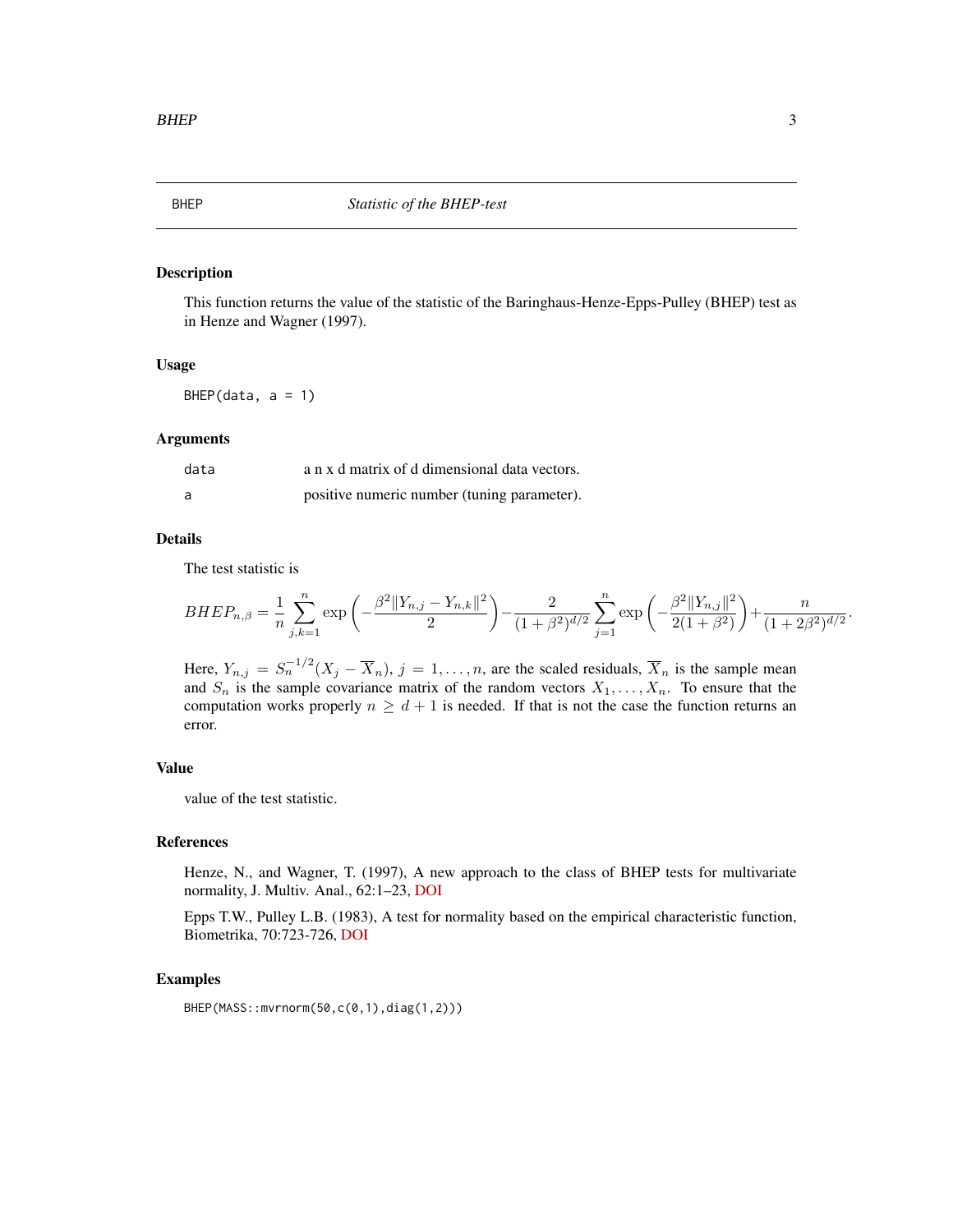## BHEP — *Statistic of the BHEP-test*

### Description

This function returns the value of the statistic of the Baringhaus-Henze-Epps-Pulley (BHEP) test as in Henze and Wagner (1997).

### Usage

```
BHEP(data, a = 1)
```

### Arguments

| | |
|---|---|
| `data` | a n x d matrix of d dimensional data vectors. |
| `a` | positive numeric number (tuning parameter). |

### Details

The test statistic is

$$BHEP_{n,\beta} = \frac{1}{n}\sum_{j,k=1}^{n}\exp\left(-\frac{\beta^2\|Y_{n,j}-Y_{n,k}\|^2}{2}\right) - \frac{2}{(1+\beta^2)^{d/2}}\sum_{j=1}^{n}\exp\left(-\frac{\beta^2\|Y_{n,j}\|^2}{2(1+\beta^2)}\right) + \frac{n}{(1+2\beta^2)^{d/2}}.$$

Here, $Y_{n,j} = S_n^{-1/2}(X_j - \overline{X}_n)$, $j = 1, \ldots, n$, are the scaled residuals, $\overline{X}_n$ is the sample mean and $S_n$ is the sample covariance matrix of the random vectors $X_1, \ldots, X_n$. To ensure that the computation works properly $n \geq d + 1$ is needed. If that is not the case the function returns an error.

### Value

value of the test statistic.

### References

Henze, N., and Wagner, T. (1997), A new approach to the class of BHEP tests for multivariate normality, J. Multiv. Anal., 62:1–23, DOI

Epps T.W., Pulley L.B. (1983), A test for normality based on the empirical characteristic function, Biometrika, 70:723-726, DOI

### Examples

```
BHEP(MASS::mvrnorm(50,c(0,1),diag(1,2)))
```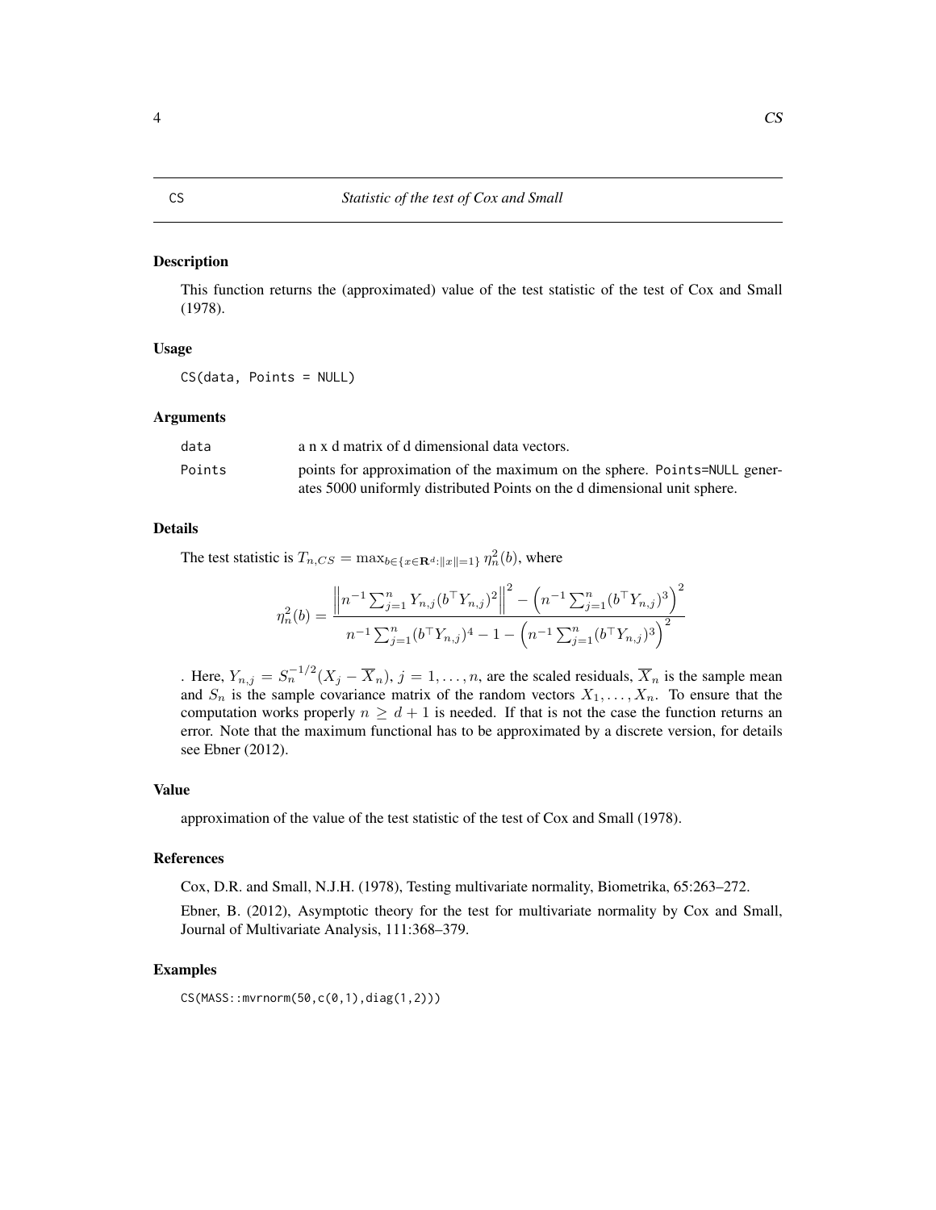# CS — Statistic of the test of Cox and Small

## Description

This function returns the (approximated) value of the test statistic of the test of Cox and Small (1978).

## Usage

```
CS(data, Points = NULL)
```

## Arguments

| | |
|---|---|
| data | a n x d matrix of d dimensional data vectors. |
| Points | points for approximation of the maximum on the sphere. Points=NULL generates 5000 uniformly distributed Points on the d dimensional unit sphere. |

## Details

The test statistic is $T_{n,CS} = \max_{b \in \{x \in \mathbf{R}^d : \|x\|=1\}} \eta_n^2(b)$, where

$$\eta_n^2(b) = \frac{\left\| n^{-1} \sum_{j=1}^n Y_{n,j} (b^\top Y_{n,j})^2 \right\|^2 - \left( n^{-1} \sum_{j=1}^n (b^\top Y_{n,j})^3 \right)^2}{n^{-1} \sum_{j=1}^n (b^\top Y_{n,j})^4 - 1 - \left( n^{-1} \sum_{j=1}^n (b^\top Y_{n,j})^3 \right)^2}$$

. Here, $Y_{n,j} = S_n^{-1/2}(X_j - \overline{X}_n)$, $j = 1, \ldots, n$, are the scaled residuals, $\overline{X}_n$ is the sample mean and $S_n$ is the sample covariance matrix of the random vectors $X_1, \ldots, X_n$. To ensure that the computation works properly $n \geq d + 1$ is needed. If that is not the case the function returns an error. Note that the maximum functional has to be approximated by a discrete version, for details see Ebner (2012).

## Value

approximation of the value of the test statistic of the test of Cox and Small (1978).

## References

Cox, D.R. and Small, N.J.H. (1978), Testing multivariate normality, Biometrika, 65:263–272.

Ebner, B. (2012), Asymptotic theory for the test for multivariate normality by Cox and Small, Journal of Multivariate Analysis, 111:368–379.

## Examples

```
CS(MASS::mvrnorm(50,c(0,1),diag(1,2)))
```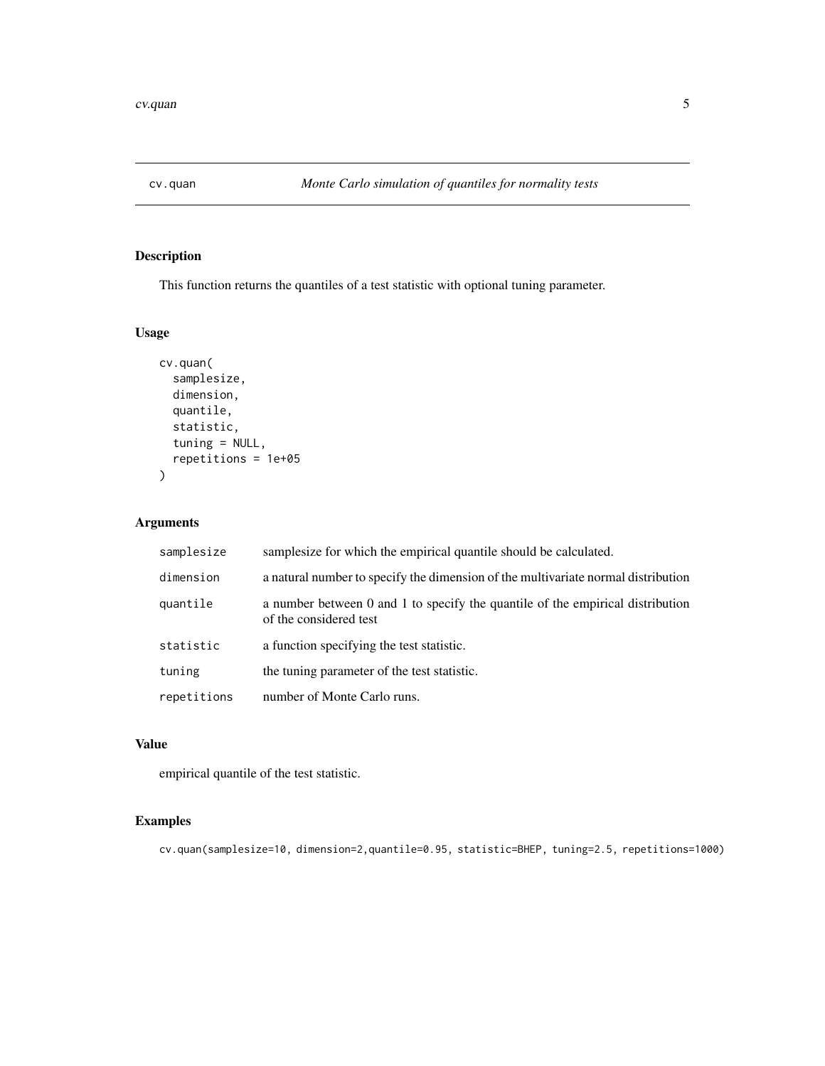# cv.quan

*Monte Carlo simulation of quantiles for normality tests*

## Description

This function returns the quantiles of a test statistic with optional tuning parameter.

## Usage

```
cv.quan(
  samplesize,
  dimension,
  quantile,
  statistic,
  tuning = NULL,
  repetitions = 1e+05
)
```

## Arguments

| | |
|---|---|
| `samplesize` | samplesize for which the empirical quantile should be calculated. |
| `dimension` | a natural number to specify the dimension of the multivariate normal distribution |
| `quantile` | a number between 0 and 1 to specify the quantile of the empirical distribution of the considered test |
| `statistic` | a function specifying the test statistic. |
| `tuning` | the tuning parameter of the test statistic. |
| `repetitions` | number of Monte Carlo runs. |

## Value

empirical quantile of the test statistic.

## Examples

```
cv.quan(samplesize=10, dimension=2,quantile=0.95, statistic=BHEP, tuning=2.5, repetitions=1000)
```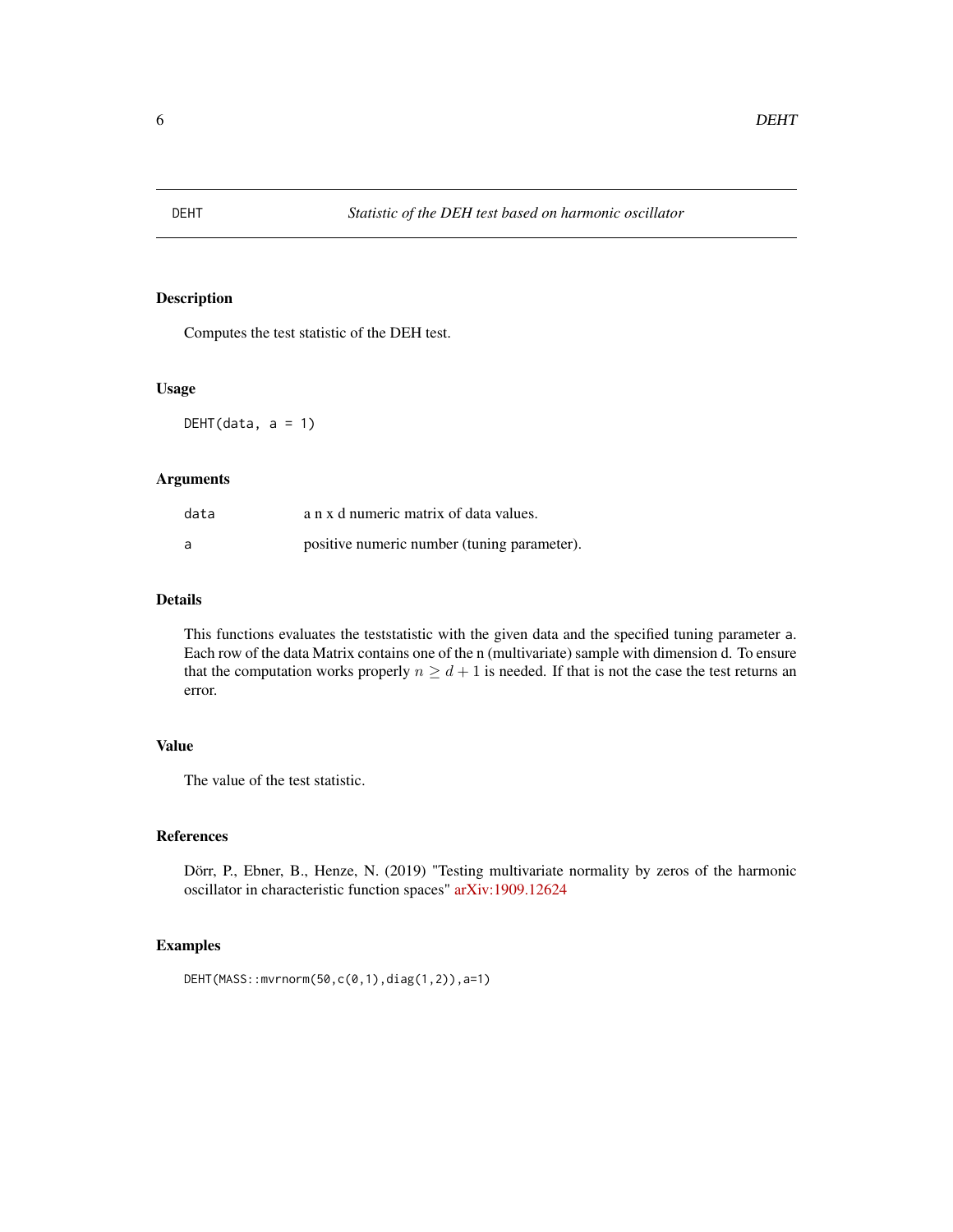DEHT *Statistic of the DEH test based on harmonic oscillator*

## Description

Computes the test statistic of the DEH test.

## Usage

```
DEHT(data, a = 1)
```

## Arguments

| | |
|---|---|
| data | a n x d numeric matrix of data values. |
| a | positive numeric number (tuning parameter). |

## Details

This functions evaluates the teststatistic with the given data and the specified tuning parameter a. Each row of the data Matrix contains one of the n (multivariate) sample with dimension d. To ensure that the computation works properly $n \geq d + 1$ is needed. If that is not the case the test returns an error.

## Value

The value of the test statistic.

## References

Dörr, P., Ebner, B., Henze, N. (2019) "Testing multivariate normality by zeros of the harmonic oscillator in characteristic function spaces" arXiv:1909.12624

## Examples

```
DEHT(MASS::mvrnorm(50,c(0,1),diag(1,2)),a=1)
```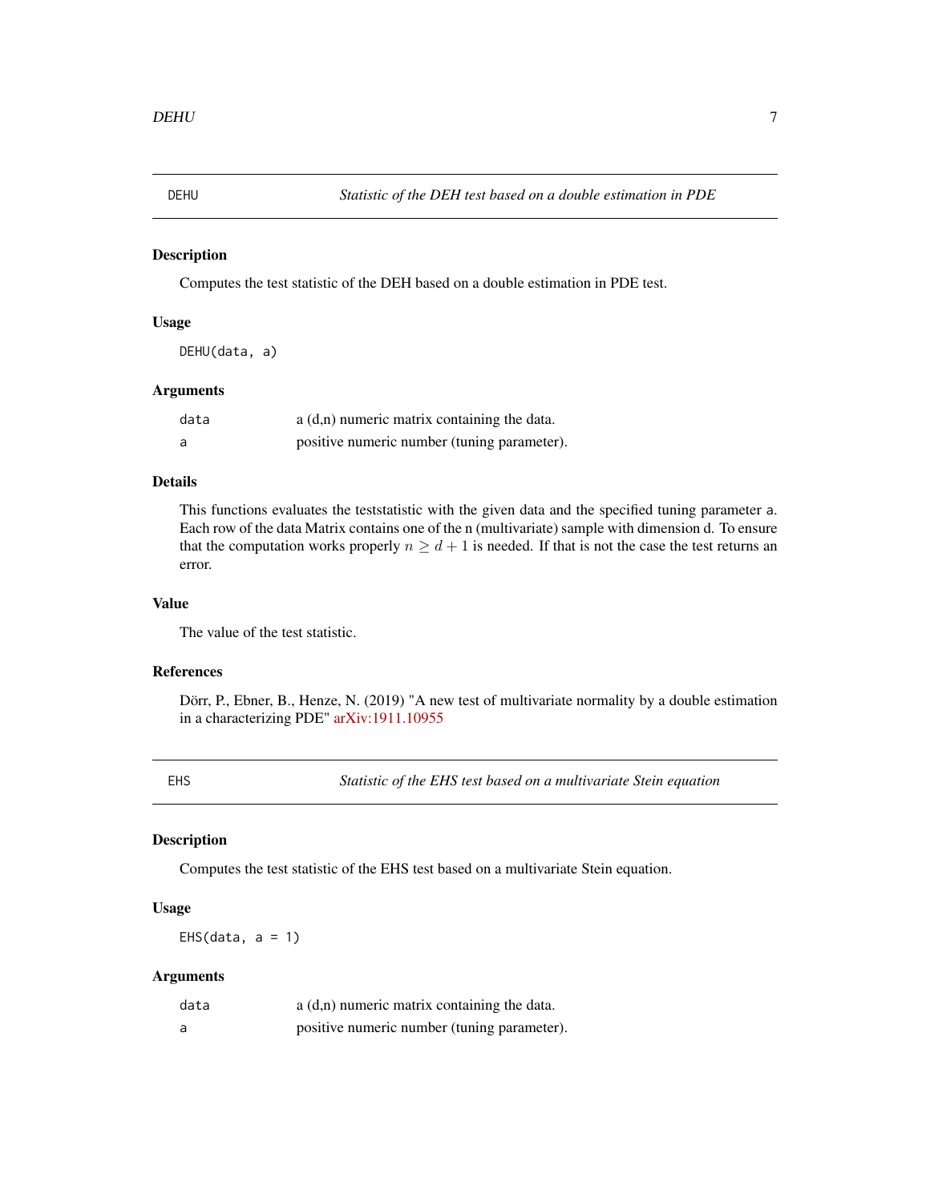## DEHU — *Statistic of the DEH test based on a double estimation in PDE*

### Description

Computes the test statistic of the DEH based on a double estimation in PDE test.

### Usage

```
DEHU(data, a)
```

### Arguments

| | |
|---|---|
| data | a (d,n) numeric matrix containing the data. |
| a | positive numeric number (tuning parameter). |

### Details

This functions evaluates the teststatistic with the given data and the specified tuning parameter a. Each row of the data Matrix contains one of the n (multivariate) sample with dimension d. To ensure that the computation works properly $n \geq d+1$ is needed. If that is not the case the test returns an error.

### Value

The value of the test statistic.

### References

Dörr, P., Ebner, B., Henze, N. (2019) "A new test of multivariate normality by a double estimation in a characterizing PDE" arXiv:1911.10955

## EHS — *Statistic of the EHS test based on a multivariate Stein equation*

### Description

Computes the test statistic of the EHS test based on a multivariate Stein equation.

### Usage

```
EHS(data, a = 1)
```

### Arguments

| | |
|---|---|
| data | a (d,n) numeric matrix containing the data. |
| a | positive numeric number (tuning parameter). |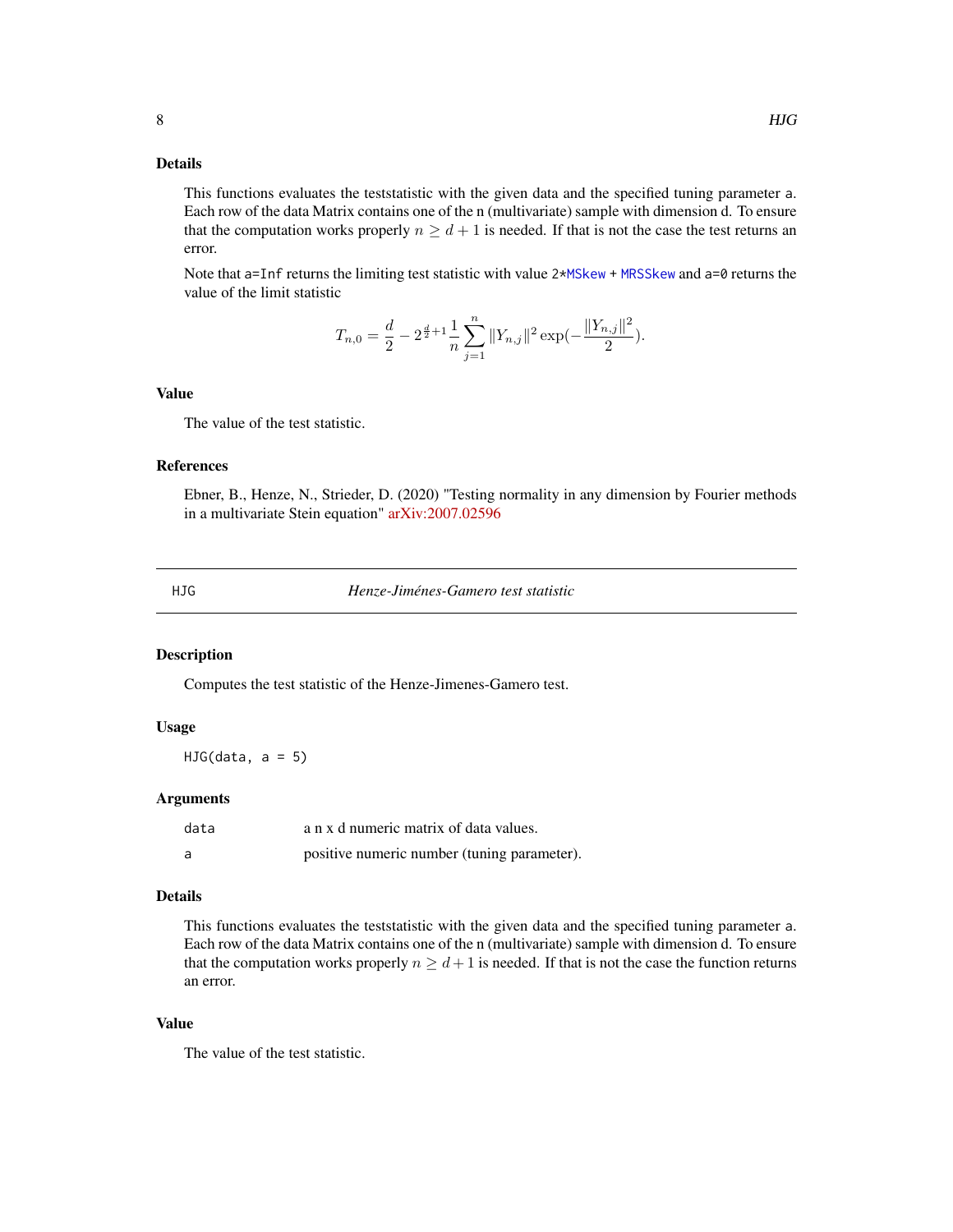### Details

This functions evaluates the teststatistic with the given data and the specified tuning parameter a. Each row of the data Matrix contains one of the n (multivariate) sample with dimension d. To ensure that the computation works properly $n \geq d + 1$ is needed. If that is not the case the test returns an error.

Note that a=Inf returns the limiting test statistic with value 2*MSkew + MRSSkew and a=0 returns the value of the limit statistic

$$T_{n,0} = \frac{d}{2} - 2^{\frac{d}{2}+1}\frac{1}{n}\sum_{j=1}^{n} \|Y_{n,j}\|^2 \exp(-\frac{\|Y_{n,j}\|^2}{2}).$$

### Value

The value of the test statistic.

### References

Ebner, B., Henze, N., Strieder, D. (2020) "Testing normality in any dimension by Fourier methods in a multivariate Stein equation" arXiv:2007.02596

---

## HJG — *Henze-Jiménes-Gamero test statistic*

### Description

Computes the test statistic of the Henze-Jimenes-Gamero test.

### Usage

```
HJG(data, a = 5)
```

### Arguments

| | |
|---|---|
| data | a n x d numeric matrix of data values. |
| a | positive numeric number (tuning parameter). |

### Details

This functions evaluates the teststatistic with the given data and the specified tuning parameter a. Each row of the data Matrix contains one of the n (multivariate) sample with dimension d. To ensure that the computation works properly $n \geq d + 1$ is needed. If that is not the case the function returns an error.

### Value

The value of the test statistic.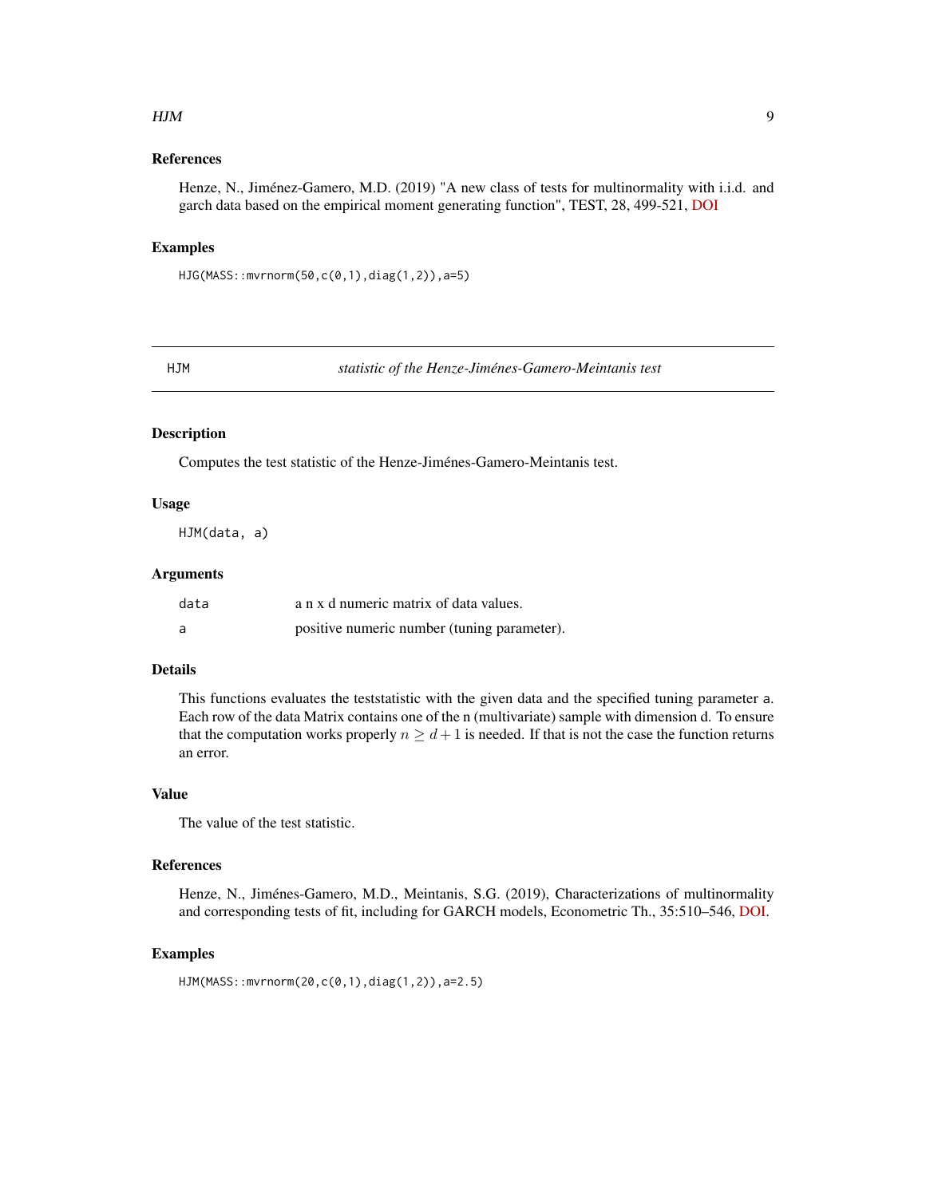### References

Henze, N., Jiménez-Gamero, M.D. (2019) "A new class of tests for multinormality with i.i.d. and garch data based on the empirical moment generating function", TEST, 28, 499-521, DOI

### Examples

```
HJG(MASS::mvrnorm(50,c(0,1),diag(1,2)),a=5)
```

---

## HJM — *statistic of the Henze-Jiménes-Gamero-Meintanis test*

### Description

Computes the test statistic of the Henze-Jiménes-Gamero-Meintanis test.

### Usage

```
HJM(data, a)
```

### Arguments

| | |
|---|---|
| `data` | a n x d numeric matrix of data values. |
| `a` | positive numeric number (tuning parameter). |

### Details

This functions evaluates the teststatistic with the given data and the specified tuning parameter `a`. Each row of the data Matrix contains one of the n (multivariate) sample with dimension d. To ensure that the computation works properly $n \geq d+1$ is needed. If that is not the case the function returns an error.

### Value

The value of the test statistic.

### References

Henze, N., Jiménes-Gamero, M.D., Meintanis, S.G. (2019), Characterizations of multinormality and corresponding tests of fit, including for GARCH models, Econometric Th., 35:510–546, DOI.

### Examples

```
HJM(MASS::mvrnorm(20,c(0,1),diag(1,2)),a=2.5)
```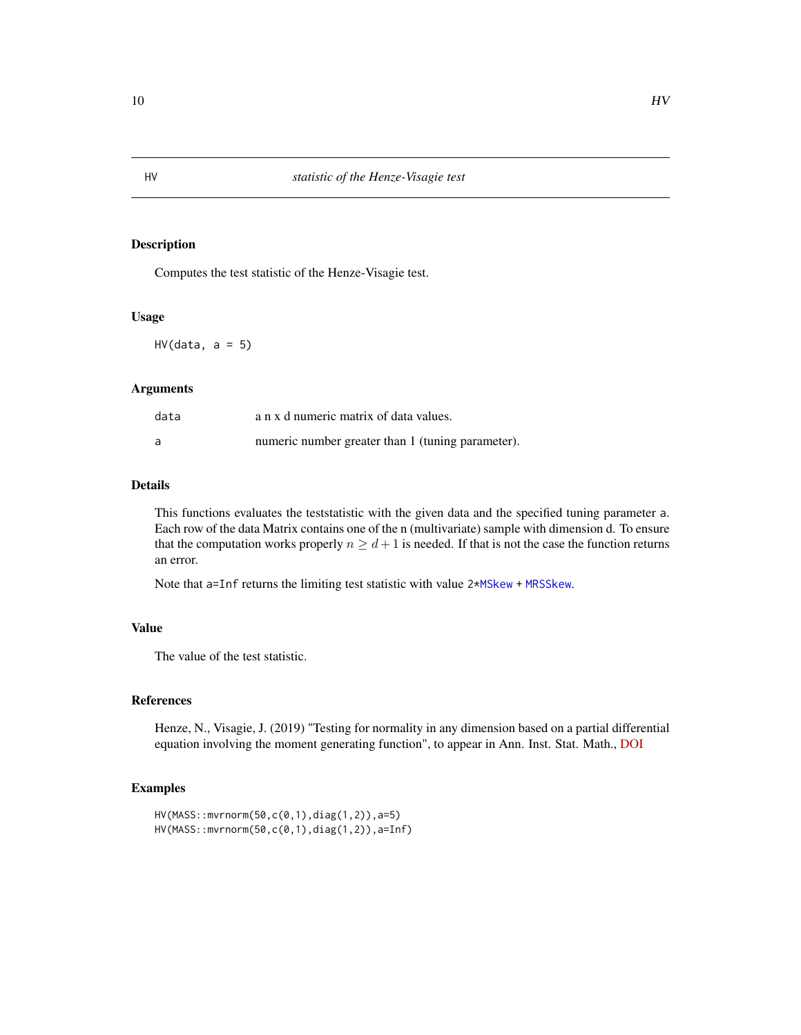HV *statistic of the Henze-Visagie test*

## Description

Computes the test statistic of the Henze-Visagie test.

## Usage

```
HV(data, a = 5)
```

## Arguments

| | |
|---|---|
| data | a n x d numeric matrix of data values. |
| a | numeric number greater than 1 (tuning parameter). |

## Details

This functions evaluates the teststatistic with the given data and the specified tuning parameter a. Each row of the data Matrix contains one of the n (multivariate) sample with dimension d. To ensure that the computation works properly $n \geq d + 1$ is needed. If that is not the case the function returns an error.

Note that a=Inf returns the limiting test statistic with value 2*MSkew + MRSSkew.

## Value

The value of the test statistic.

## References

Henze, N., Visagie, J. (2019) "Testing for normality in any dimension based on a partial differential equation involving the moment generating function", to appear in Ann. Inst. Stat. Math., DOI

## Examples

```
HV(MASS::mvrnorm(50,c(0,1),diag(1,2)),a=5)
HV(MASS::mvrnorm(50,c(0,1),diag(1,2)),a=Inf)
```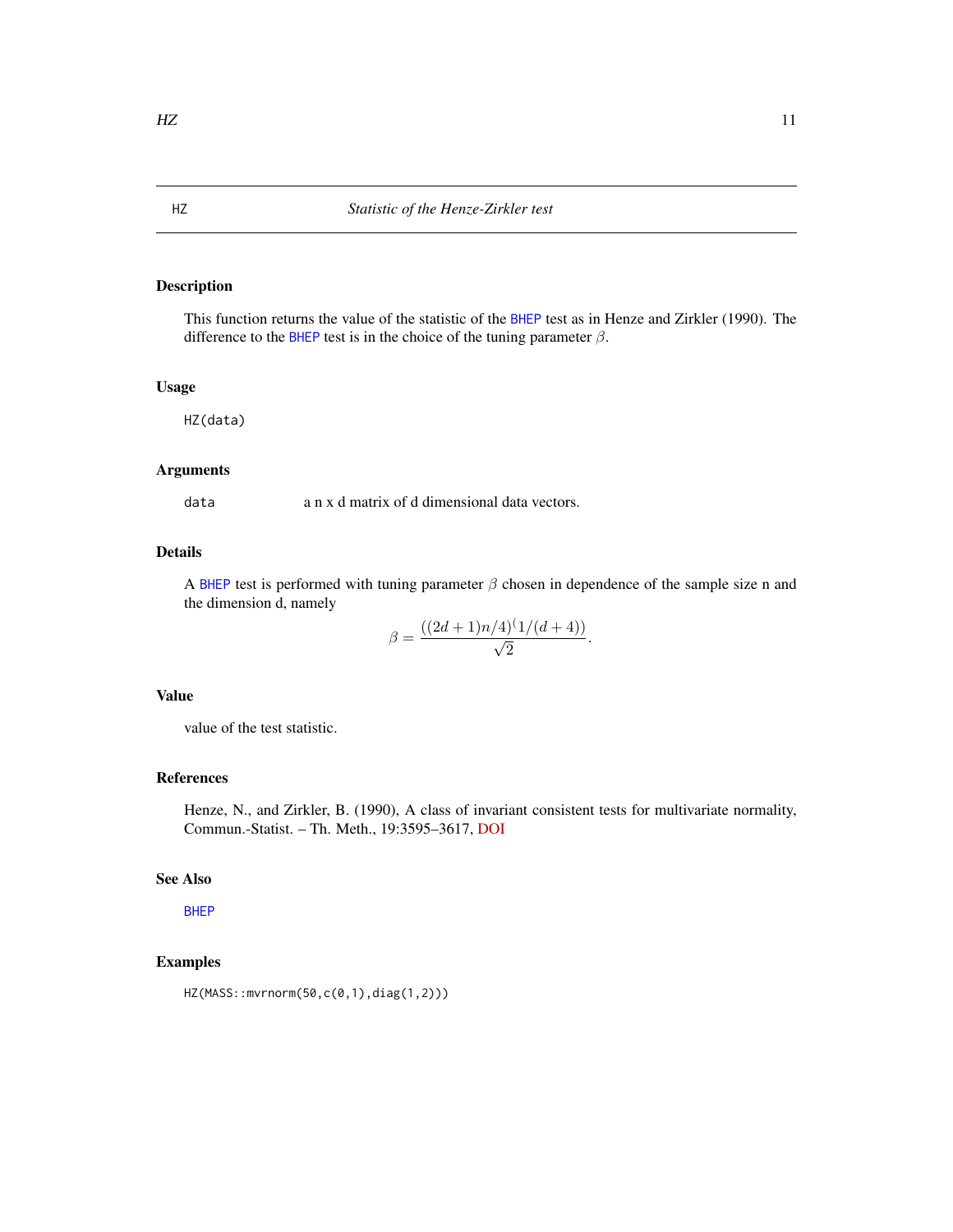HZ *Statistic of the Henze-Zirkler test*

## Description

This function returns the value of the statistic of the BHEP test as in Henze and Zirkler (1990). The difference to the BHEP test is in the choice of the tuning parameter $\beta$.

## Usage

```
HZ(data)
```

## Arguments

`data` a n x d matrix of d dimensional data vectors.

## Details

A BHEP test is performed with tuning parameter $\beta$ chosen in dependence of the sample size n and the dimension d, namely

$$\beta = \frac{((2d+1)n/4)^(1/(d+4))}{\sqrt{2}}.$$

## Value

value of the test statistic.

## References

Henze, N., and Zirkler, B. (1990), A class of invariant consistent tests for multivariate normality, Commun.-Statist. – Th. Meth., 19:3595–3617, DOI

## See Also

BHEP

## Examples

```
HZ(MASS::mvrnorm(50,c(0,1),diag(1,2)))
```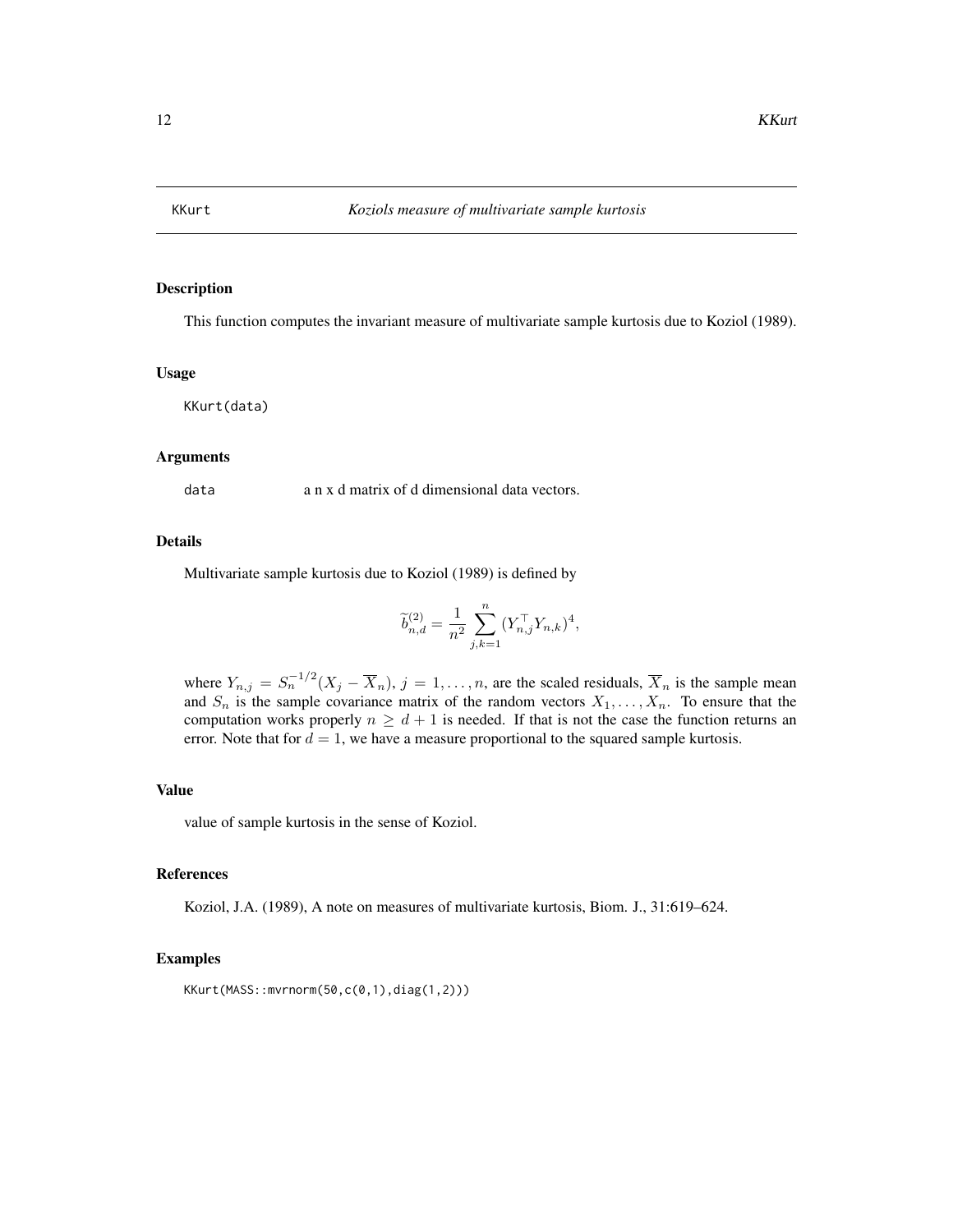# KKurt — *Koziols measure of multivariate sample kurtosis*

## Description

This function computes the invariant measure of multivariate sample kurtosis due to Koziol (1989).

## Usage

```
KKurt(data)
```

## Arguments

`data` a n x d matrix of d dimensional data vectors.

## Details

Multivariate sample kurtosis due to Koziol (1989) is defined by

$$\widetilde{b}^{(2)}_{n,d} = \frac{1}{n^2} \sum_{j,k=1}^{n} (Y_{n,j}^\top Y_{n,k})^4,$$

where $Y_{n,j} = S_n^{-1/2}(X_j - \overline{X}_n)$, $j = 1, \ldots, n$, are the scaled residuals, $\overline{X}_n$ is the sample mean and $S_n$ is the sample covariance matrix of the random vectors $X_1, \ldots, X_n$. To ensure that the computation works properly $n \geq d + 1$ is needed. If that is not the case the function returns an error. Note that for $d = 1$, we have a measure proportional to the squared sample kurtosis.

## Value

value of sample kurtosis in the sense of Koziol.

## References

Koziol, J.A. (1989), A note on measures of multivariate kurtosis, Biom. J., 31:619–624.

## Examples

```
KKurt(MASS::mvrnorm(50,c(0,1),diag(1,2)))
```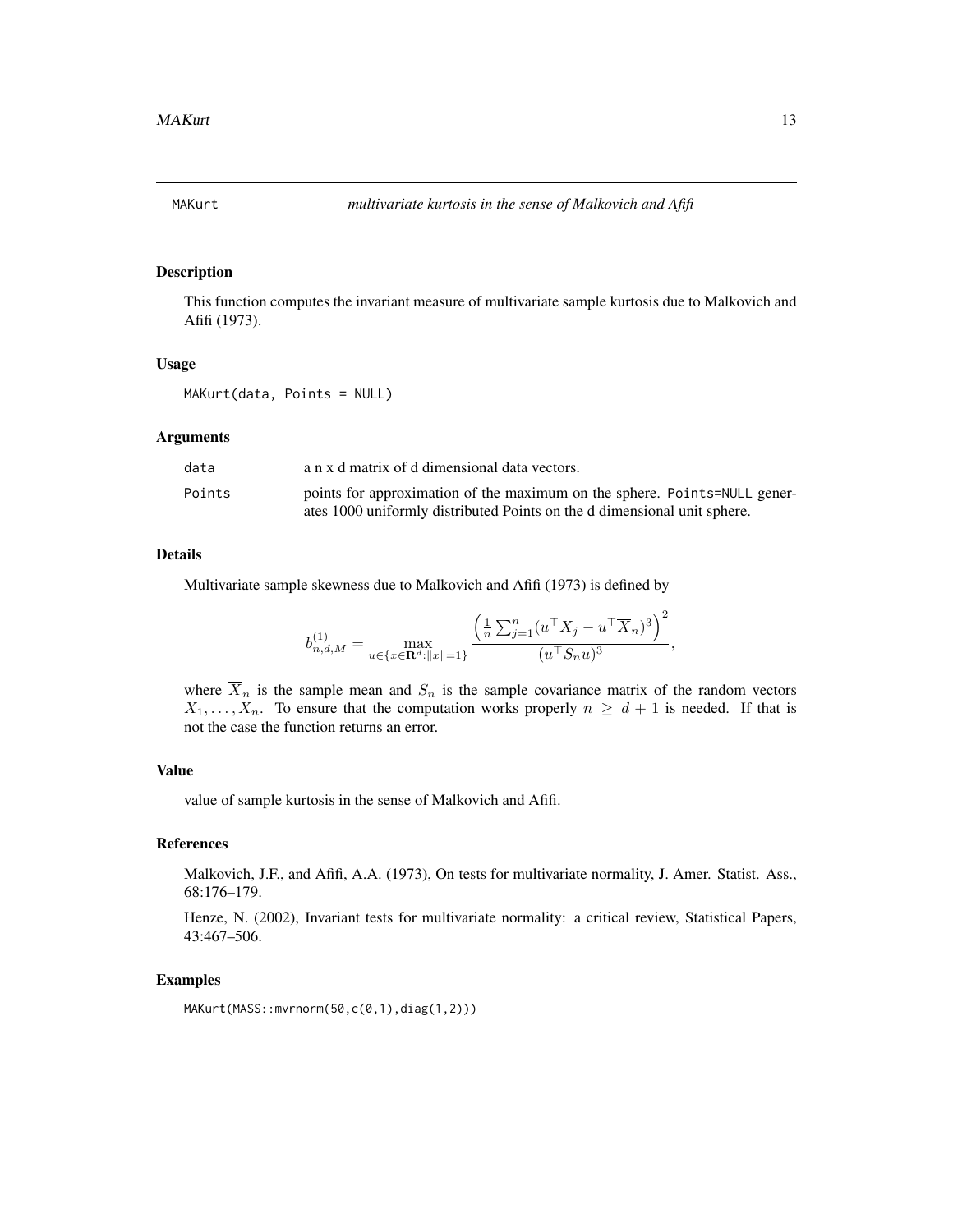MAKurt    *multivariate kurtosis in the sense of Malkovich and Afifi*

## Description

This function computes the invariant measure of multivariate sample kurtosis due to Malkovich and Afifi (1973).

## Usage

```
MAKurt(data, Points = NULL)
```

## Arguments

| | |
|---|---|
| data | a n x d matrix of d dimensional data vectors. |
| Points | points for approximation of the maximum on the sphere. Points=NULL generates 1000 uniformly distributed Points on the d dimensional unit sphere. |

## Details

Multivariate sample skewness due to Malkovich and Afifi (1973) is defined by

$$b_{n,d,M}^{(1)} = \max_{u \in \{x \in \mathbf{R}^d : \|x\|=1\}} \frac{\left(\frac{1}{n}\sum_{j=1}^{n}(u^\top X_j - u^\top \overline{X}_n)^3\right)^2}{(u^\top S_n u)^3},$$

where $\overline{X}_n$ is the sample mean and $S_n$ is the sample covariance matrix of the random vectors $X_1, \ldots, X_n$. To ensure that the computation works properly $n \geq d+1$ is needed. If that is not the case the function returns an error.

## Value

value of sample kurtosis in the sense of Malkovich and Afifi.

## References

Malkovich, J.F., and Afifi, A.A. (1973), On tests for multivariate normality, J. Amer. Statist. Ass., 68:176–179.

Henze, N. (2002), Invariant tests for multivariate normality: a critical review, Statistical Papers, 43:467–506.

## Examples

```
MAKurt(MASS::mvrnorm(50,c(0,1),diag(1,2)))
```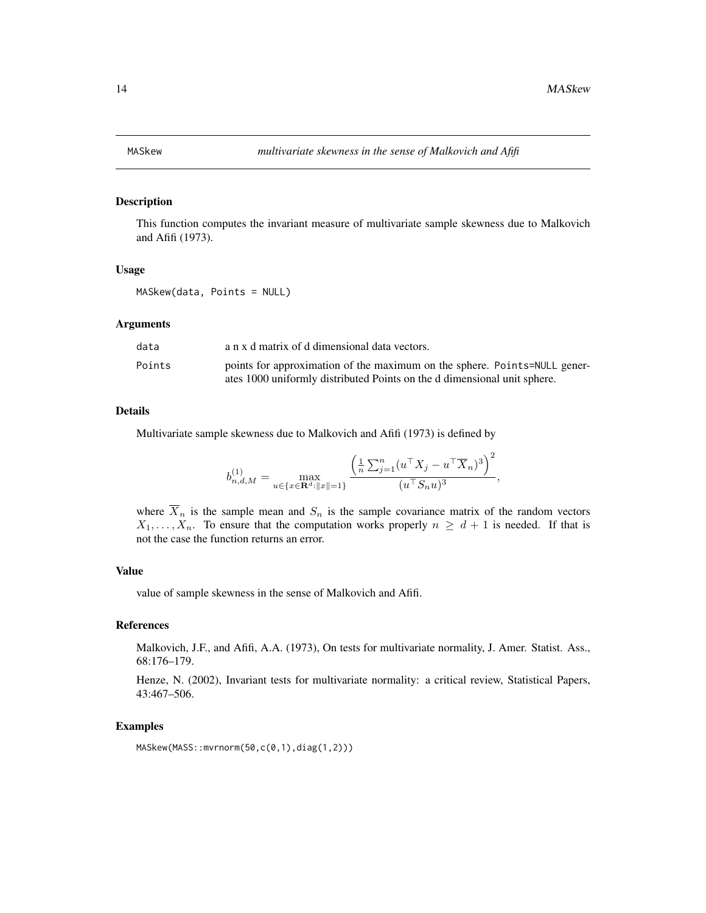MASkew *multivariate skewness in the sense of Malkovich and Afifi*

## Description

This function computes the invariant measure of multivariate sample skewness due to Malkovich and Afifi (1973).

## Usage

```
MASkew(data, Points = NULL)
```

## Arguments

| | |
|---|---|
| data | a n x d matrix of d dimensional data vectors. |
| Points | points for approximation of the maximum on the sphere. Points=NULL generates 1000 uniformly distributed Points on the d dimensional unit sphere. |

## Details

Multivariate sample skewness due to Malkovich and Afifi (1973) is defined by

$$b_{n,d,M}^{(1)} = \max_{u \in \{x \in \mathbf{R}^d : \|x\|=1\}} \frac{\left(\frac{1}{n}\sum_{j=1}^{n}(u^\top X_j - u^\top \overline{X}_n)^3\right)^2}{(u^\top S_n u)^3},$$

where $\overline{X}_n$ is the sample mean and $S_n$ is the sample covariance matrix of the random vectors $X_1, \ldots, X_n$. To ensure that the computation works properly $n \geq d+1$ is needed. If that is not the case the function returns an error.

## Value

value of sample skewness in the sense of Malkovich and Afifi.

## References

Malkovich, J.F., and Afifi, A.A. (1973), On tests for multivariate normality, J. Amer. Statist. Ass., 68:176–179.

Henze, N. (2002), Invariant tests for multivariate normality: a critical review, Statistical Papers, 43:467–506.

## Examples

```
MASkew(MASS::mvrnorm(50,c(0,1),diag(1,2)))
```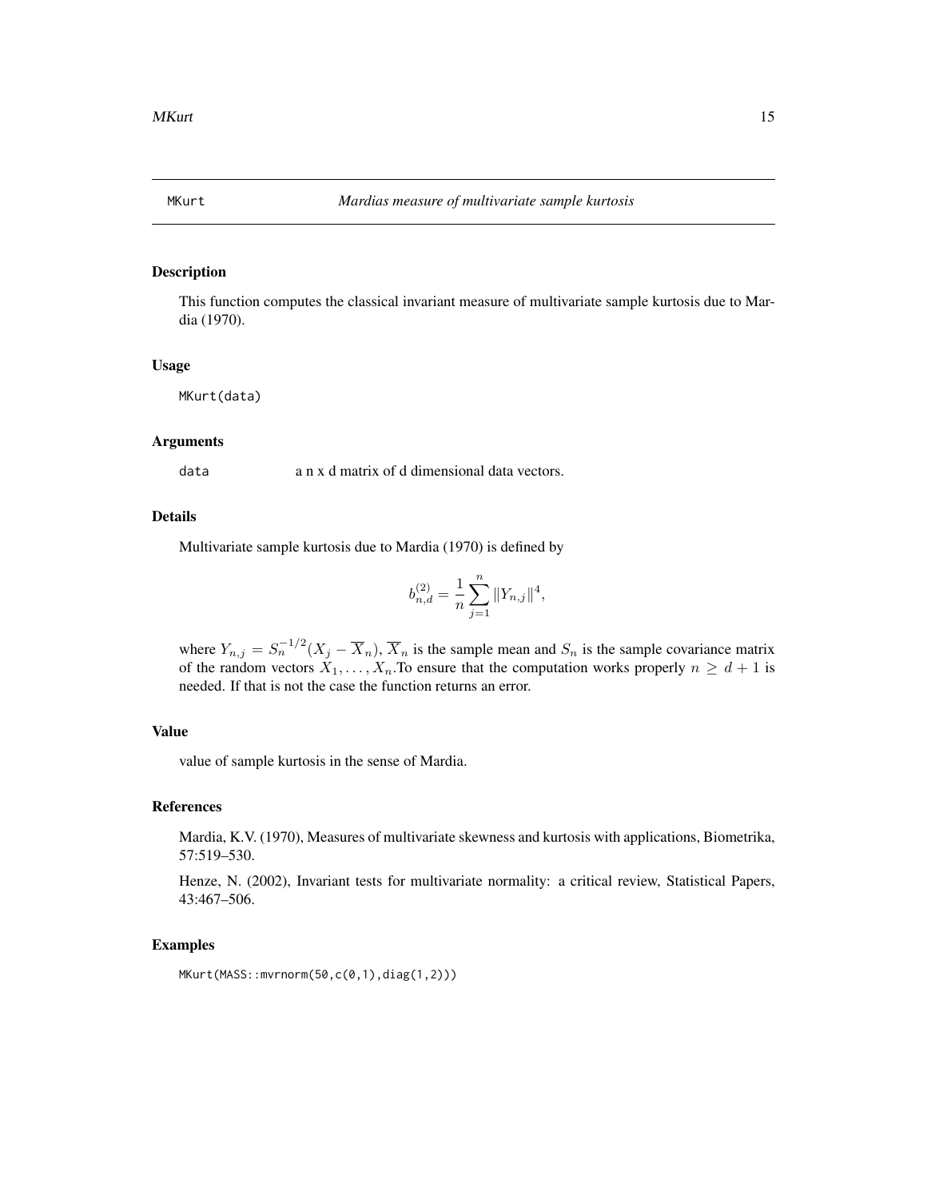MKurt *Mardias measure of multivariate sample kurtosis*

## Description

This function computes the classical invariant measure of multivariate sample kurtosis due to Mardia (1970).

## Usage

```
MKurt(data)
```

## Arguments

data a n x d matrix of d dimensional data vectors.

## Details

Multivariate sample kurtosis due to Mardia (1970) is defined by

$$b_{n,d}^{(2)} = \frac{1}{n} \sum_{j=1}^{n} \|Y_{n,j}\|^4,$$

where $Y_{n,j} = S_n^{-1/2}(X_j - \overline{X}_n)$, $\overline{X}_n$ is the sample mean and $S_n$ is the sample covariance matrix of the random vectors $X_1, \ldots, X_n$.To ensure that the computation works properly $n \geq d + 1$ is needed. If that is not the case the function returns an error.

## Value

value of sample kurtosis in the sense of Mardia.

## References

Mardia, K.V. (1970), Measures of multivariate skewness and kurtosis with applications, Biometrika, 57:519–530.

Henze, N. (2002), Invariant tests for multivariate normality: a critical review, Statistical Papers, 43:467–506.

## Examples

```
MKurt(MASS::mvrnorm(50,c(0,1),diag(1,2)))
```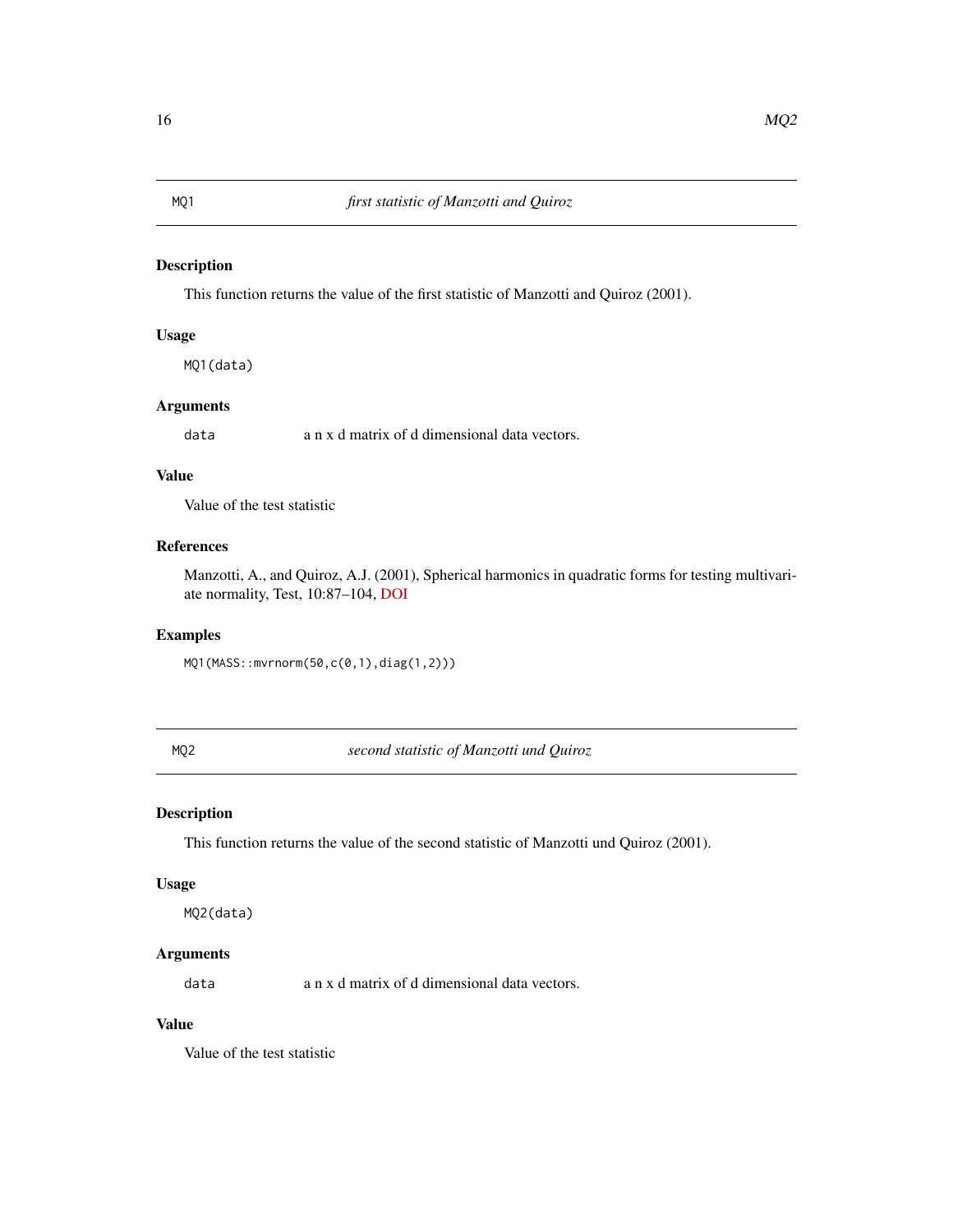## MQ1 — *first statistic of Manzotti and Quiroz*

### Description

This function returns the value of the first statistic of Manzotti and Quiroz (2001).

### Usage

```
MQ1(data)
```

### Arguments

| | |
|---|---|
| `data` | a n x d matrix of d dimensional data vectors. |

### Value

Value of the test statistic

### References

Manzotti, A., and Quiroz, A.J. (2001), Spherical harmonics in quadratic forms for testing multivariate normality, Test, 10:87–104, DOI

### Examples

```
MQ1(MASS::mvrnorm(50,c(0,1),diag(1,2)))
```

## MQ2 — *second statistic of Manzotti und Quiroz*

### Description

This function returns the value of the second statistic of Manzotti und Quiroz (2001).

### Usage

```
MQ2(data)
```

### Arguments

| | |
|---|---|
| `data` | a n x d matrix of d dimensional data vectors. |

### Value

Value of the test statistic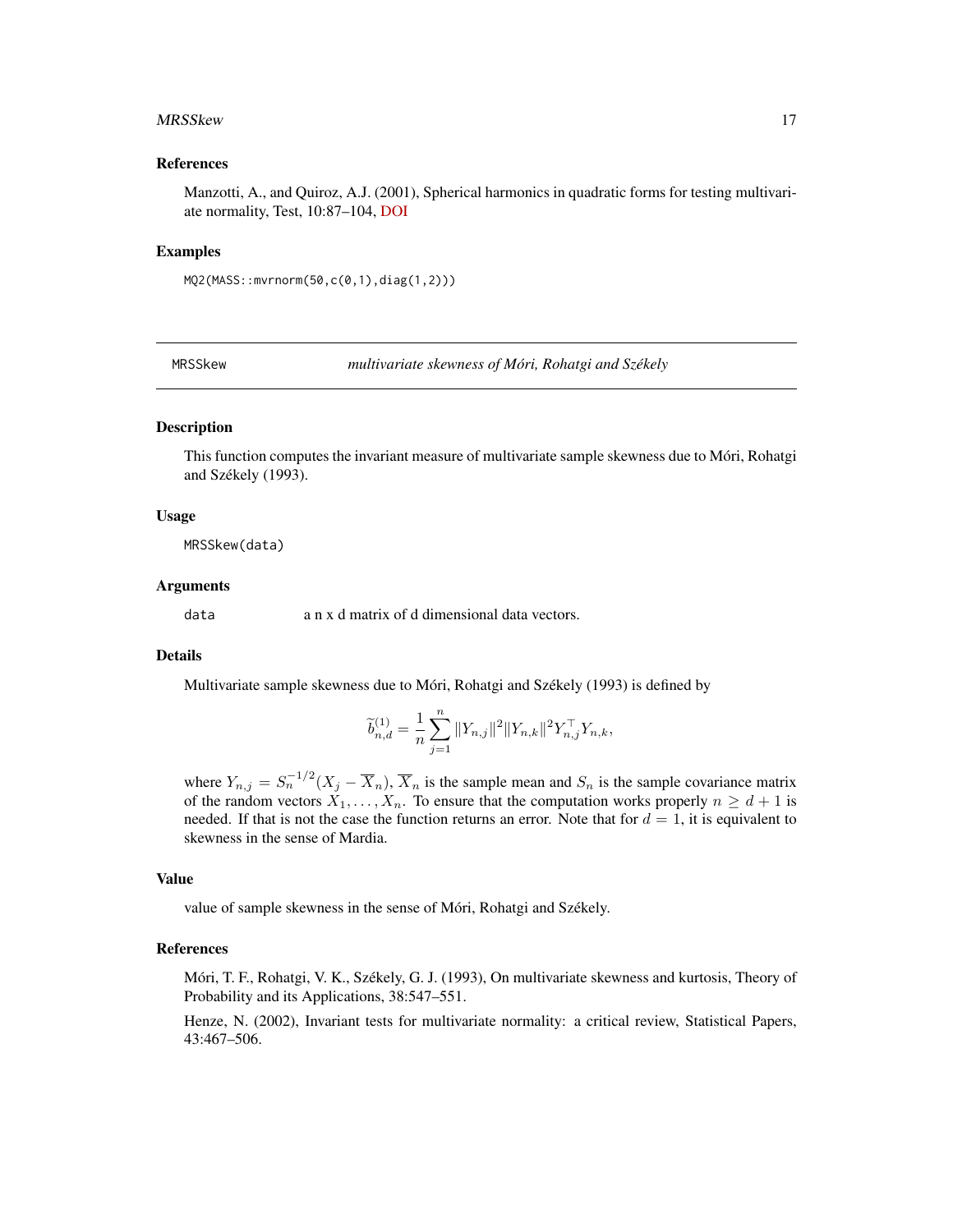### References

Manzotti, A., and Quiroz, A.J. (2001), Spherical harmonics in quadratic forms for testing multivariate normality, Test, 10:87–104, DOI

### Examples

```
MQ2(MASS::mvrnorm(50,c(0,1),diag(1,2)))
```

---

## MRSSkew — *multivariate skewness of Móri, Rohatgi and Székely*

### Description

This function computes the invariant measure of multivariate sample skewness due to Móri, Rohatgi and Székely (1993).

### Usage

```
MRSSkew(data)
```

### Arguments

data — a n x d matrix of d dimensional data vectors.

### Details

Multivariate sample skewness due to Móri, Rohatgi and Székely (1993) is defined by

$$\widetilde{b}^{(1)}_{n,d} = \frac{1}{n}\sum_{j=1}^{n} \|Y_{n,j}\|^2 \|Y_{n,k}\|^2 Y_{n,j}^\top Y_{n,k},$$

where $Y_{n,j} = S_n^{-1/2}(X_j - \overline{X}_n)$, $\overline{X}_n$ is the sample mean and $S_n$ is the sample covariance matrix of the random vectors $X_1, \ldots, X_n$. To ensure that the computation works properly $n \geq d+1$ is needed. If that is not the case the function returns an error. Note that for $d = 1$, it is equivalent to skewness in the sense of Mardia.

### Value

value of sample skewness in the sense of Móri, Rohatgi and Székely.

### References

Móri, T. F., Rohatgi, V. K., Székely, G. J. (1993), On multivariate skewness and kurtosis, Theory of Probability and its Applications, 38:547–551.

Henze, N. (2002), Invariant tests for multivariate normality: a critical review, Statistical Papers, 43:467–506.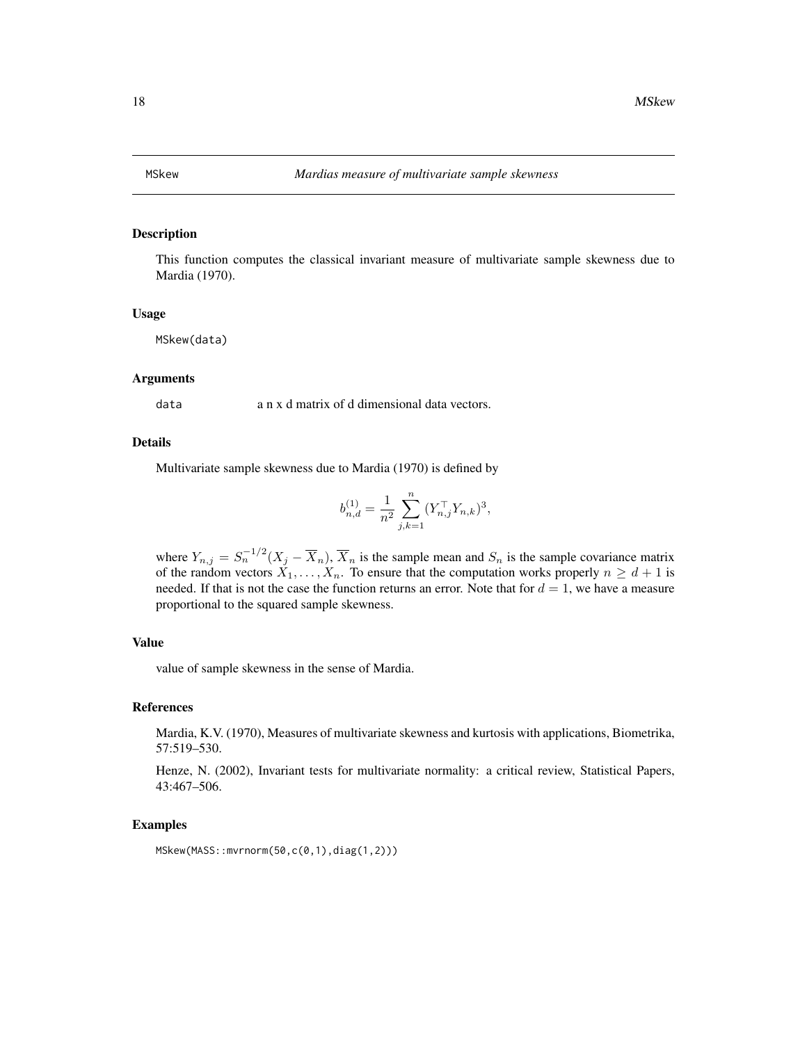# MSkew *Mardias measure of multivariate sample skewness*

## Description

This function computes the classical invariant measure of multivariate sample skewness due to Mardia (1970).

## Usage

```
MSkew(data)
```

## Arguments

data — a n x d matrix of d dimensional data vectors.

## Details

Multivariate sample skewness due to Mardia (1970) is defined by

$$b_{n,d}^{(1)} = \frac{1}{n^2} \sum_{j,k=1}^{n} (Y_{n,j}^{\top} Y_{n,k})^3,$$

where $Y_{n,j} = S_n^{-1/2}(X_j - \overline{X}_n)$, $\overline{X}_n$ is the sample mean and $S_n$ is the sample covariance matrix of the random vectors $X_1, \ldots, X_n$. To ensure that the computation works properly $n \geq d + 1$ is needed. If that is not the case the function returns an error. Note that for $d = 1$, we have a measure proportional to the squared sample skewness.

## Value

value of sample skewness in the sense of Mardia.

## References

Mardia, K.V. (1970), Measures of multivariate skewness and kurtosis with applications, Biometrika, 57:519–530.

Henze, N. (2002), Invariant tests for multivariate normality: a critical review, Statistical Papers, 43:467–506.

## Examples

```
MSkew(MASS::mvrnorm(50,c(0,1),diag(1,2)))
```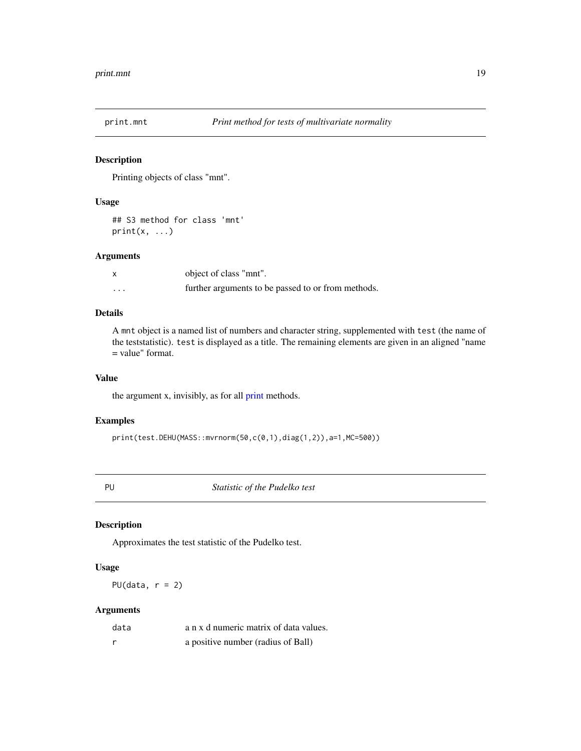## print.mnt — *Print method for tests of multivariate normality*

### Description

Printing objects of class "mnt".

### Usage

```
## S3 method for class 'mnt'
print(x, ...)
```

### Arguments

| | |
|---|---|
| x | object of class "mnt". |
| ... | further arguments to be passed to or from methods. |

### Details

A mnt object is a named list of numbers and character string, supplemented with test (the name of the teststatistic). test is displayed as a title. The remaining elements are given in an aligned "name = value" format.

### Value

the argument x, invisibly, as for all print methods.

### Examples

```
print(test.DEHU(MASS::mvrnorm(50,c(0,1),diag(1,2)),a=1,MC=500))
```

## PU — *Statistic of the Pudelko test*

### Description

Approximates the test statistic of the Pudelko test.

### Usage

```
PU(data, r = 2)
```

### Arguments

| | |
|---|---|
| data | a n x d numeric matrix of data values. |
| r | a positive number (radius of Ball) |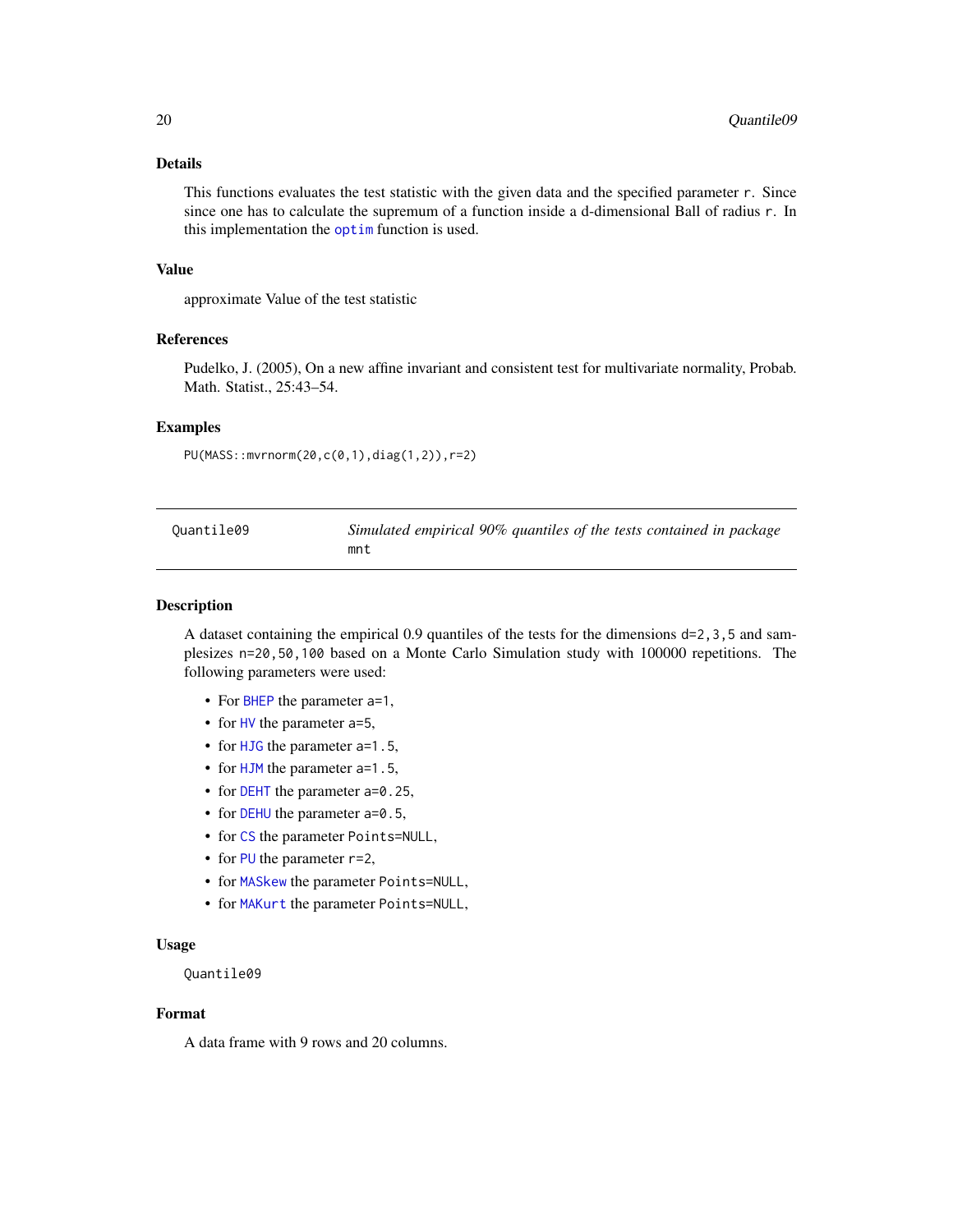## Details

This functions evaluates the test statistic with the given data and the specified parameter `r`. Since since one has to calculate the supremum of a function inside a d-dimensional Ball of radius `r`. In this implementation the `optim` function is used.

## Value

approximate Value of the test statistic

## References

Pudelko, J. (2005), On a new affine invariant and consistent test for multivariate normality, Probab. Math. Statist., 25:43–54.

## Examples

```
PU(MASS::mvrnorm(20,c(0,1),diag(1,2)),r=2)
```

---

# Quantile09 — *Simulated empirical 90% quantiles of the tests contained in package* `mnt`

---

## Description

A dataset containing the empirical 0.9 quantiles of the tests for the dimensions `d=2,3,5` and samplesizes `n=20,50,100` based on a Monte Carlo Simulation study with 100000 repetitions. The following parameters were used:

- For `BHEP` the parameter `a=1`,
- for `HV` the parameter `a=5`,
- for `HJG` the parameter `a=1.5`,
- for `HJM` the parameter `a=1.5`,
- for `DEHT` the parameter `a=0.25`,
- for `DEHU` the parameter `a=0.5`,
- for `CS` the parameter `Points=NULL`,
- for `PU` the parameter `r=2`,
- for `MASkew` the parameter `Points=NULL`,
- for `MAKurt` the parameter `Points=NULL`,

## Usage

```
Quantile09
```

## Format

A data frame with 9 rows and 20 columns.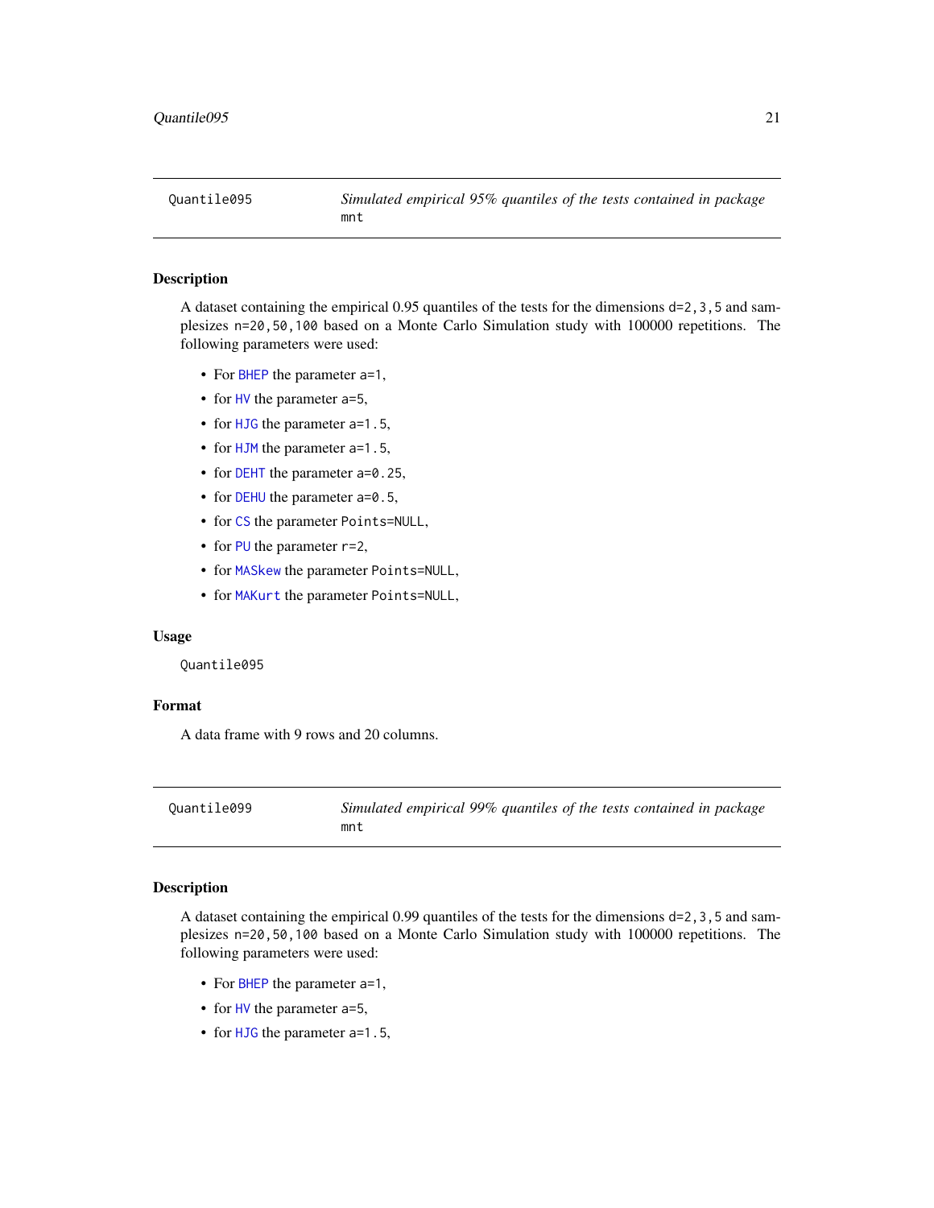## Quantile095 — *Simulated empirical 95% quantiles of the tests contained in package* `mnt`

### Description

A dataset containing the empirical 0.95 quantiles of the tests for the dimensions `d=2,3,5` and samplesizes `n=20,50,100` based on a Monte Carlo Simulation study with 100000 repetitions. The following parameters were used:

- For `BHEP` the parameter `a=1`,
- for `HV` the parameter `a=5`,
- for `HJG` the parameter `a=1.5`,
- for `HJM` the parameter `a=1.5`,
- for `DEHT` the parameter `a=0.25`,
- for `DEHU` the parameter `a=0.5`,
- for `CS` the parameter `Points=NULL`,
- for `PU` the parameter `r=2`,
- for `MASkew` the parameter `Points=NULL`,
- for `MAKurt` the parameter `Points=NULL`,

### Usage

```
Quantile095
```

### Format

A data frame with 9 rows and 20 columns.

## Quantile099 — *Simulated empirical 99% quantiles of the tests contained in package* `mnt`

### Description

A dataset containing the empirical 0.99 quantiles of the tests for the dimensions `d=2,3,5` and samplesizes `n=20,50,100` based on a Monte Carlo Simulation study with 100000 repetitions. The following parameters were used:

- For `BHEP` the parameter `a=1`,
- for `HV` the parameter `a=5`,
- for `HJG` the parameter `a=1.5`,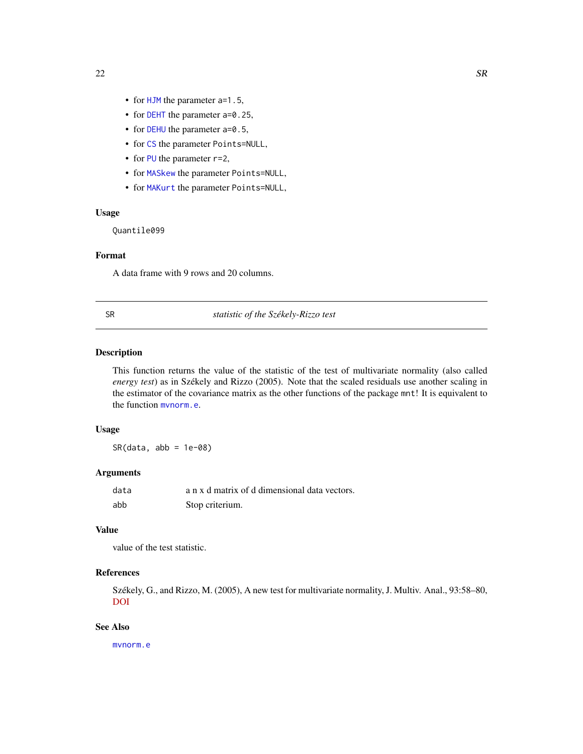- for HJM the parameter a=1.5,
- for DEHT the parameter a=0.25,
- for DEHU the parameter a=0.5,
- for CS the parameter Points=NULL,
- for PU the parameter r=2,
- for MASkew the parameter Points=NULL,
- for MAKurt the parameter Points=NULL,

### Usage

```
Quantile099
```

### Format

A data frame with 9 rows and 20 columns.

---

## SR — *statistic of the Székely-Rizzo test*

---

### Description

This function returns the value of the statistic of the test of multivariate normality (also called *energy test*) as in Székely and Rizzo (2005). Note that the scaled residuals use another scaling in the estimator of the covariance matrix as the other functions of the package `mnt`! It is equivalent to the function `mvnorm.e`.

### Usage

```
SR(data, abb = 1e-08)
```

### Arguments

| | |
|---|---|
| `data` | a n x d matrix of d dimensional data vectors. |
| `abb` | Stop criterium. |

### Value

value of the test statistic.

### References

Székely, G., and Rizzo, M. (2005), A new test for multivariate normality, J. Multiv. Anal., 93:58–80, DOI

### See Also

`mvnorm.e`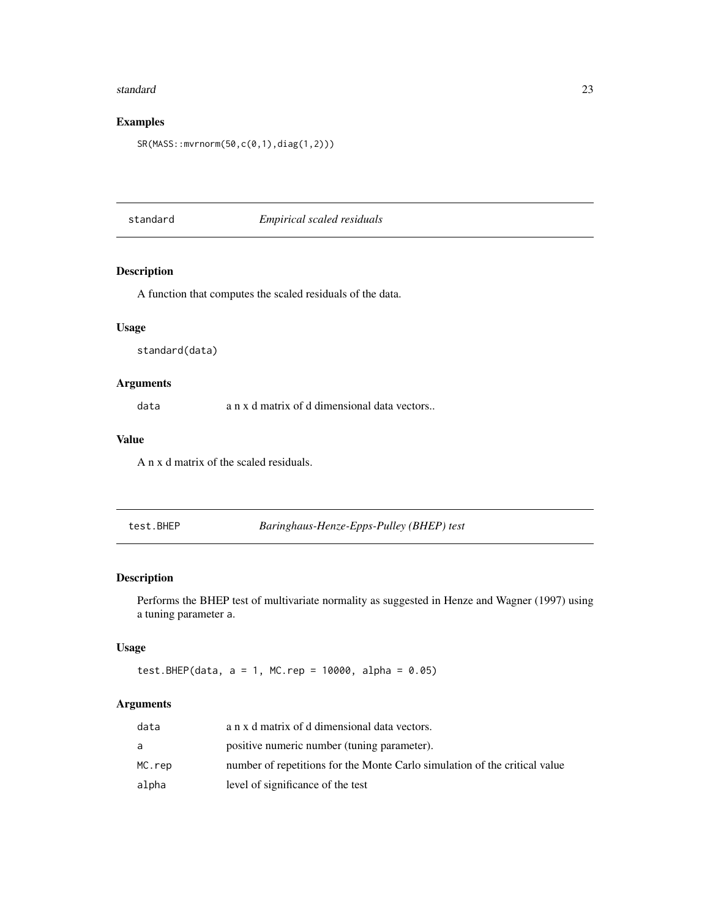## Examples

```
SR(MASS::mvrnorm(50,c(0,1),diag(1,2)))
```

---

## standard — *Empirical scaled residuals*

### Description

A function that computes the scaled residuals of the data.

### Usage

```
standard(data)
```

### Arguments

| | |
|---|---|
| data | a n x d matrix of d dimensional data vectors.. |

### Value

A n x d matrix of the scaled residuals.

---

## test.BHEP — *Baringhaus-Henze-Epps-Pulley (BHEP) test*

### Description

Performs the BHEP test of multivariate normality as suggested in Henze and Wagner (1997) using a tuning parameter a.

### Usage

```
test.BHEP(data, a = 1, MC.rep = 10000, alpha = 0.05)
```

### Arguments

| | |
|---|---|
| data | a n x d matrix of d dimensional data vectors. |
| a | positive numeric number (tuning parameter). |
| MC.rep | number of repetitions for the Monte Carlo simulation of the critical value |
| alpha | level of significance of the test |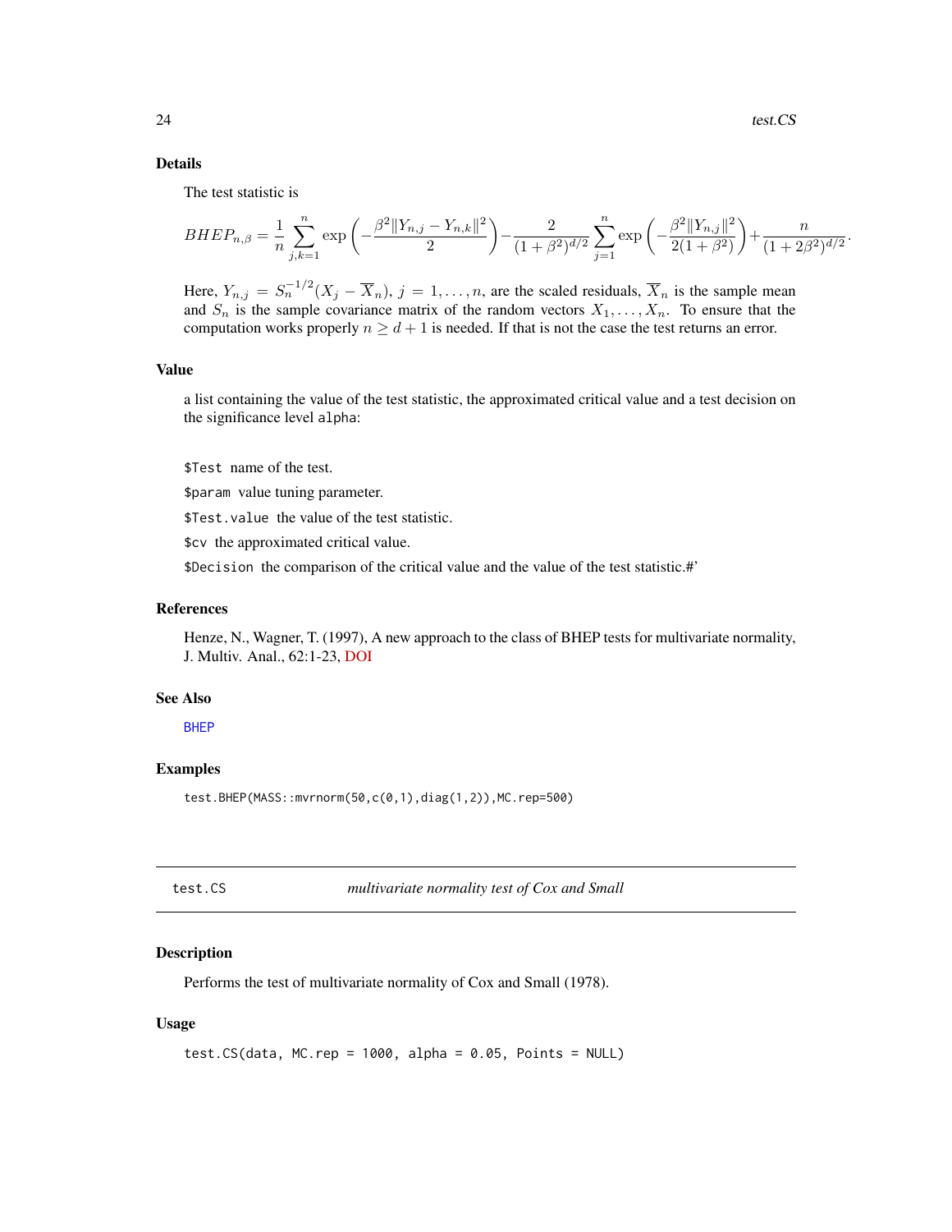### Details

The test statistic is

$$BHEP_{n,\beta} = \frac{1}{n}\sum_{j,k=1}^{n} \exp\left(-\frac{\beta^2\|Y_{n,j}-Y_{n,k}\|^2}{2}\right) - \frac{2}{(1+\beta^2)^{d/2}}\sum_{j=1}^{n}\exp\left(-\frac{\beta^2\|Y_{n,j}\|^2}{2(1+\beta^2)}\right) + \frac{n}{(1+2\beta^2)^{d/2}}.$$

Here, $Y_{n,j} = S_n^{-1/2}(X_j - \overline{X}_n)$, $j = 1, \ldots, n$, are the scaled residuals, $\overline{X}_n$ is the sample mean and $S_n$ is the sample covariance matrix of the random vectors $X_1, \ldots, X_n$. To ensure that the computation works properly $n \geq d+1$ is needed. If that is not the case the test returns an error.

### Value

a list containing the value of the test statistic, the approximated critical value and a test decision on the significance level alpha:

`$Test` name of the test.

`$param` value tuning parameter.

`$Test.value` the value of the test statistic.

`$cv` the approximated critical value.

`$Decision` the comparison of the critical value and the value of the test statistic.#'

### References

Henze, N., Wagner, T. (1997), A new approach to the class of BHEP tests for multivariate normality, J. Multiv. Anal., 62:1-23, DOI

### See Also

BHEP

### Examples

```
test.BHEP(MASS::mvrnorm(50,c(0,1),diag(1,2)),MC.rep=500)
```

---

## test.CS — *multivariate normality test of Cox and Small*

### Description

Performs the test of multivariate normality of Cox and Small (1978).

### Usage

```
test.CS(data, MC.rep = 1000, alpha = 0.05, Points = NULL)
```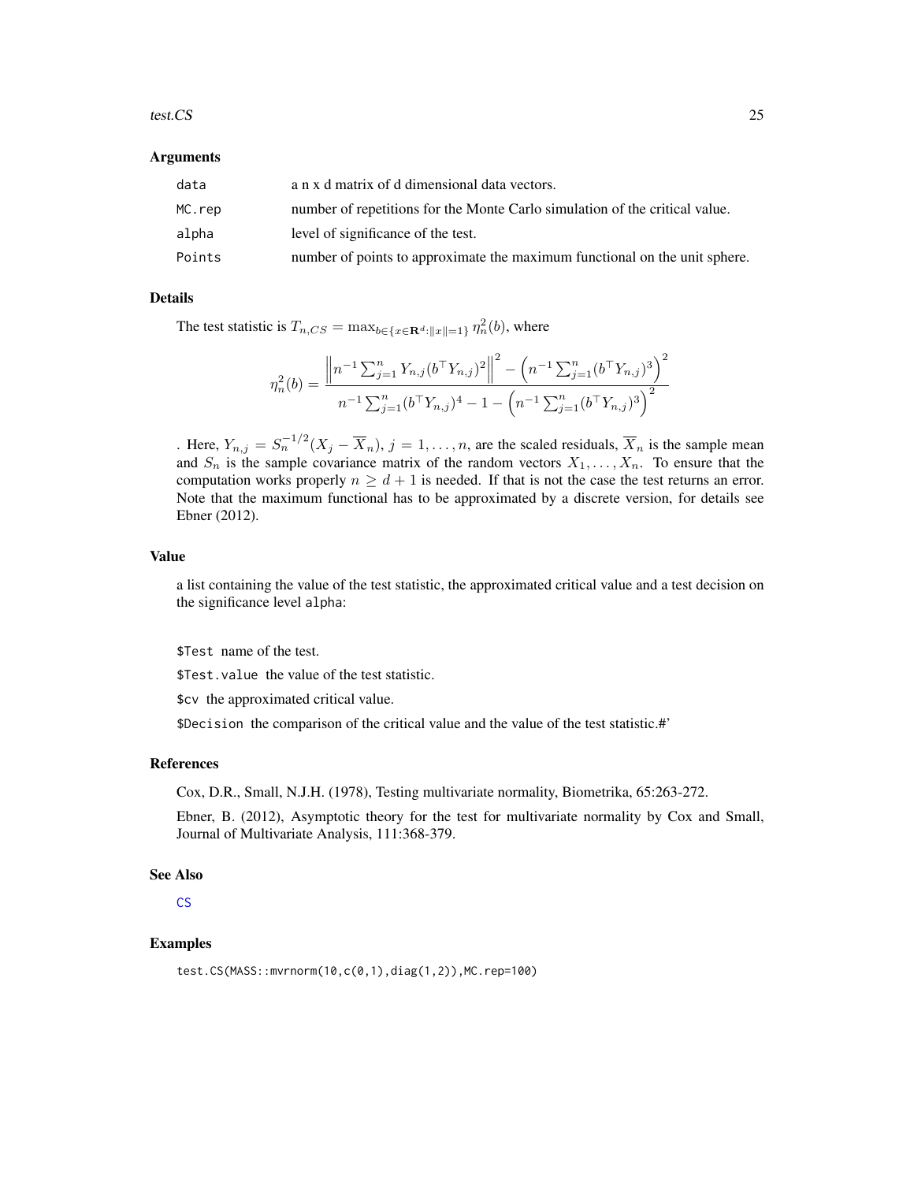### Arguments

| | |
|---|---|
| `data` | a n x d matrix of d dimensional data vectors. |
| `MC.rep` | number of repetitions for the Monte Carlo simulation of the critical value. |
| `alpha` | level of significance of the test. |
| `Points` | number of points to approximate the maximum functional on the unit sphere. |

### Details

The test statistic is $T_{n,CS} = \max_{b\in\{x\in\mathbf{R}^d:\|x\|=1\}} \eta_n^2(b)$, where

$$\eta_n^2(b) = \frac{\left\| n^{-1}\sum_{j=1}^n Y_{n,j}(b^\top Y_{n,j})^2 \right\|^2 - \left( n^{-1}\sum_{j=1}^n (b^\top Y_{n,j})^3 \right)^2}{n^{-1}\sum_{j=1}^n (b^\top Y_{n,j})^4 - 1 - \left( n^{-1}\sum_{j=1}^n (b^\top Y_{n,j})^3 \right)^2}$$

. Here, $Y_{n,j} = S_n^{-1/2}(X_j - \overline{X}_n)$, $j = 1,\ldots,n$, are the scaled residuals, $\overline{X}_n$ is the sample mean and $S_n$ is the sample covariance matrix of the random vectors $X_1,\ldots,X_n$. To ensure that the computation works properly $n \geq d+1$ is needed. If that is not the case the test returns an error. Note that the maximum functional has to be approximated by a discrete version, for details see Ebner (2012).

### Value

a list containing the value of the test statistic, the approximated critical value and a test decision on the significance level `alpha`:

`$Test` name of the test.

`$Test.value` the value of the test statistic.

`$cv` the approximated critical value.

`$Decision` the comparison of the critical value and the value of the test statistic.#'

### References

Cox, D.R., Small, N.J.H. (1978), Testing multivariate normality, Biometrika, 65:263-272.

Ebner, B. (2012), Asymptotic theory for the test for multivariate normality by Cox and Small, Journal of Multivariate Analysis, 111:368-379.

### See Also

`CS`

### Examples

```
test.CS(MASS::mvrnorm(10,c(0,1),diag(1,2)),MC.rep=100)
```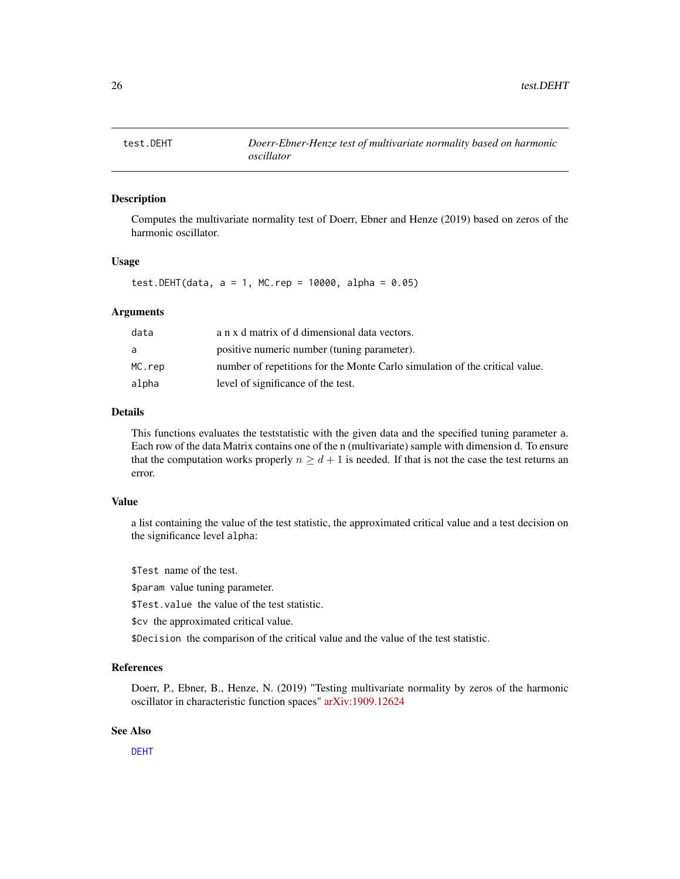## test.DEHT — *Doerr-Ebner-Henze test of multivariate normality based on harmonic oscillator*

### Description

Computes the multivariate normality test of Doerr, Ebner and Henze (2019) based on zeros of the harmonic oscillator.

### Usage

```
test.DEHT(data, a = 1, MC.rep = 10000, alpha = 0.05)
```

### Arguments

| | |
|---|---|
| `data` | a n x d matrix of d dimensional data vectors. |
| `a` | positive numeric number (tuning parameter). |
| `MC.rep` | number of repetitions for the Monte Carlo simulation of the critical value. |
| `alpha` | level of significance of the test. |

### Details

This functions evaluates the teststatistic with the given data and the specified tuning parameter `a`. Each row of the data Matrix contains one of the n (multivariate) sample with dimension d. To ensure that the computation works properly $n \geq d + 1$ is needed. If that is not the case the test returns an error.

### Value

a list containing the value of the test statistic, the approximated critical value and a test decision on the significance level `alpha`:

`$Test` name of the test.

`$param` value tuning parameter.

`$Test.value` the value of the test statistic.

`$cv` the approximated critical value.

`$Decision` the comparison of the critical value and the value of the test statistic.

### References

Doerr, P., Ebner, B., Henze, N. (2019) "Testing multivariate normality by zeros of the harmonic oscillator in characteristic function spaces" arXiv:1909.12624

### See Also

DEHT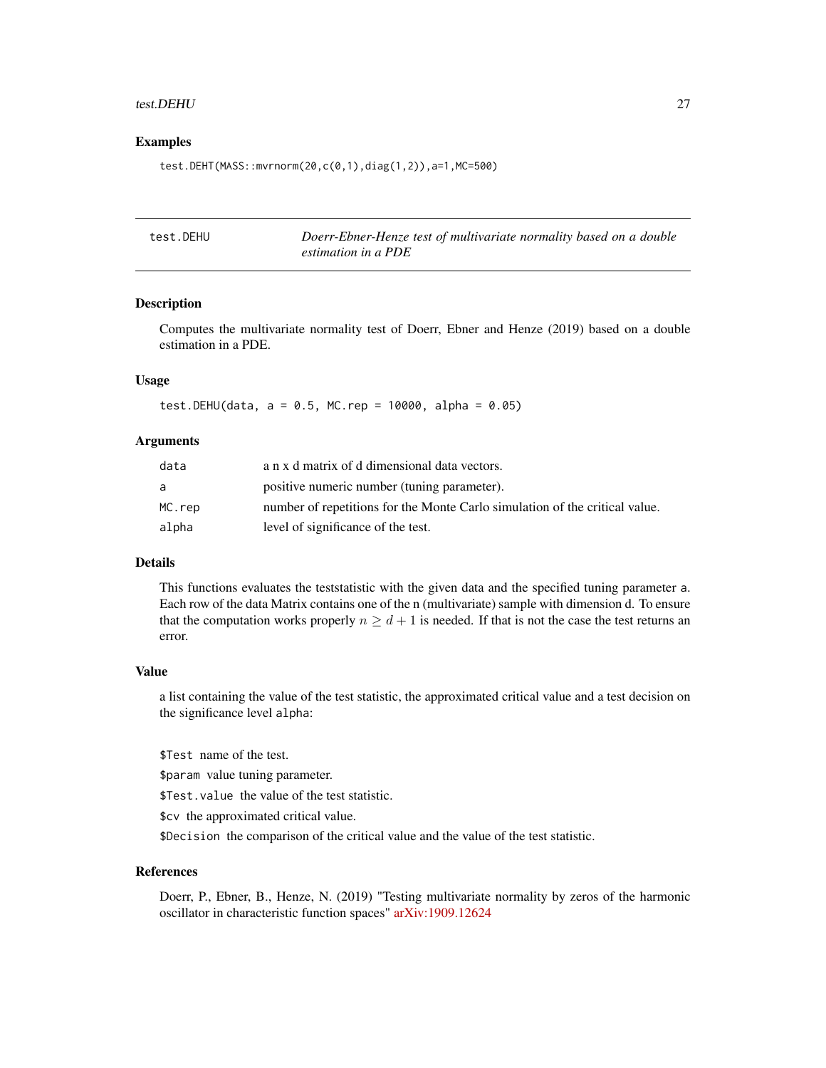### Examples

```
test.DEHT(MASS::mvrnorm(20,c(0,1),diag(1,2)),a=1,MC=500)
```

---

## test.DEHU — *Doerr-Ebner-Henze test of multivariate normality based on a double estimation in a PDE*

---

### Description

Computes the multivariate normality test of Doerr, Ebner and Henze (2019) based on a double estimation in a PDE.

### Usage

```
test.DEHU(data, a = 0.5, MC.rep = 10000, alpha = 0.05)
```

### Arguments

| | |
|---|---|
| data | a n x d matrix of d dimensional data vectors. |
| a | positive numeric number (tuning parameter). |
| MC.rep | number of repetitions for the Monte Carlo simulation of the critical value. |
| alpha | level of significance of the test. |

### Details

This functions evaluates the teststatistic with the given data and the specified tuning parameter a. Each row of the data Matrix contains one of the n (multivariate) sample with dimension d. To ensure that the computation works properly $n \geq d + 1$ is needed. If that is not the case the test returns an error.

### Value

a list containing the value of the test statistic, the approximated critical value and a test decision on the significance level alpha:

`$Test` name of the test.

`$param` value tuning parameter.

`$Test.value` the value of the test statistic.

`$cv` the approximated critical value.

`$Decision` the comparison of the critical value and the value of the test statistic.

### References

Doerr, P., Ebner, B., Henze, N. (2019) "Testing multivariate normality by zeros of the harmonic oscillator in characteristic function spaces" arXiv:1909.12624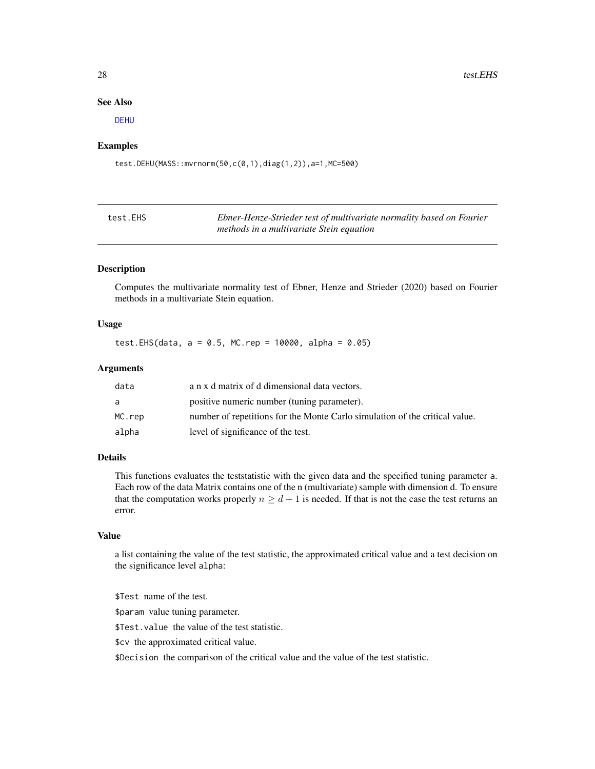## See Also

DEHU

## Examples

```
test.DEHU(MASS::mvrnorm(50,c(0,1),diag(1,2)),a=1,MC=500)
```

---

# test.EHS — *Ebner-Henze-Strieder test of multivariate normality based on Fourier methods in a multivariate Stein equation*

## Description

Computes the multivariate normality test of Ebner, Henze and Strieder (2020) based on Fourier methods in a multivariate Stein equation.

## Usage

```
test.EHS(data, a = 0.5, MC.rep = 10000, alpha = 0.05)
```

## Arguments

| | |
|---|---|
| data | a n x d matrix of d dimensional data vectors. |
| a | positive numeric number (tuning parameter). |
| MC.rep | number of repetitions for the Monte Carlo simulation of the critical value. |
| alpha | level of significance of the test. |

## Details

This functions evaluates the teststatistic with the given data and the specified tuning parameter a. Each row of the data Matrix contains one of the n (multivariate) sample with dimension d. To ensure that the computation works properly $n \geq d + 1$ is needed. If that is not the case the test returns an error.

## Value

a list containing the value of the test statistic, the approximated critical value and a test decision on the significance level alpha:

$Test name of the test.

$param value tuning parameter.

$Test.value the value of the test statistic.

$cv the approximated critical value.

$Decision the comparison of the critical value and the value of the test statistic.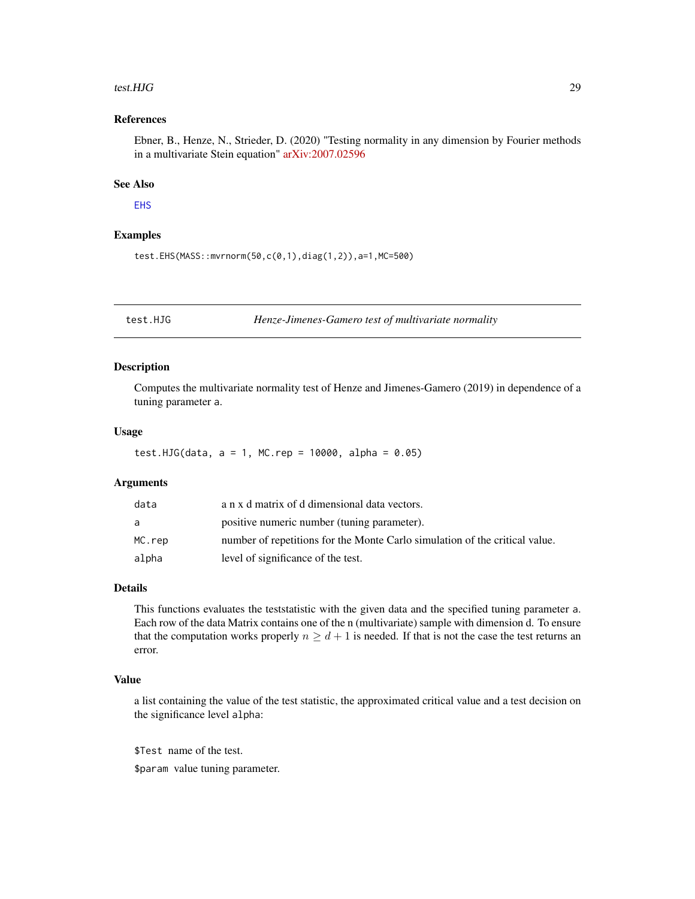### References

Ebner, B., Henze, N., Strieder, D. (2020) "Testing normality in any dimension by Fourier methods in a multivariate Stein equation" arXiv:2007.02596

### See Also

EHS

### Examples

```
test.EHS(MASS::mvrnorm(50,c(0,1),diag(1,2)),a=1,MC=500)
```

---

## test.HJG — *Henze-Jimenes-Gamero test of multivariate normality*

### Description

Computes the multivariate normality test of Henze and Jimenes-Gamero (2019) in dependence of a tuning parameter a.

### Usage

```
test.HJG(data, a = 1, MC.rep = 10000, alpha = 0.05)
```

### Arguments

| | |
|---|---|
| data | a n x d matrix of d dimensional data vectors. |
| a | positive numeric number (tuning parameter). |
| MC.rep | number of repetitions for the Monte Carlo simulation of the critical value. |
| alpha | level of significance of the test. |

### Details

This functions evaluates the teststatistic with the given data and the specified tuning parameter a. Each row of the data Matrix contains one of the n (multivariate) sample with dimension d. To ensure that the computation works properly $n \geq d + 1$ is needed. If that is not the case the test returns an error.

### Value

a list containing the value of the test statistic, the approximated critical value and a test decision on the significance level alpha:

$Test name of the test.

$param value tuning parameter.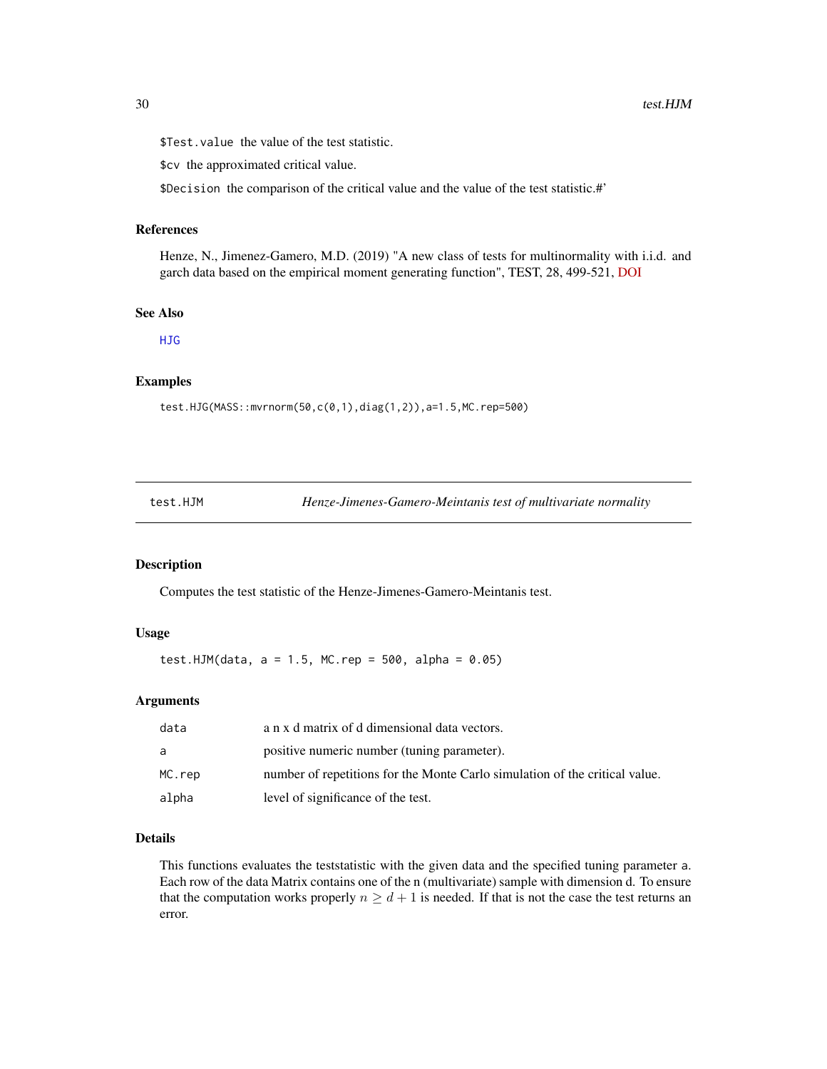$Test.value the value of the test statistic.

$cv the approximated critical value.

$Decision the comparison of the critical value and the value of the test statistic.#'

### References

Henze, N., Jimenez-Gamero, M.D. (2019) "A new class of tests for multinormality with i.i.d. and garch data based on the empirical moment generating function", TEST, 28, 499-521, DOI

### See Also

HJG

### Examples

```
test.HJG(MASS::mvrnorm(50,c(0,1),diag(1,2)),a=1.5,MC.rep=500)
```

---

## test.HJM — *Henze-Jimenes-Gamero-Meintanis test of multivariate normality*

### Description

Computes the test statistic of the Henze-Jimenes-Gamero-Meintanis test.

### Usage

```
test.HJM(data, a = 1.5, MC.rep = 500, alpha = 0.05)
```

### Arguments

| | |
|---|---|
| data | a n x d matrix of d dimensional data vectors. |
| a | positive numeric number (tuning parameter). |
| MC.rep | number of repetitions for the Monte Carlo simulation of the critical value. |
| alpha | level of significance of the test. |

### Details

This functions evaluates the teststatistic with the given data and the specified tuning parameter a. Each row of the data Matrix contains one of the n (multivariate) sample with dimension d. To ensure that the computation works properly $n \geq d + 1$ is needed. If that is not the case the test returns an error.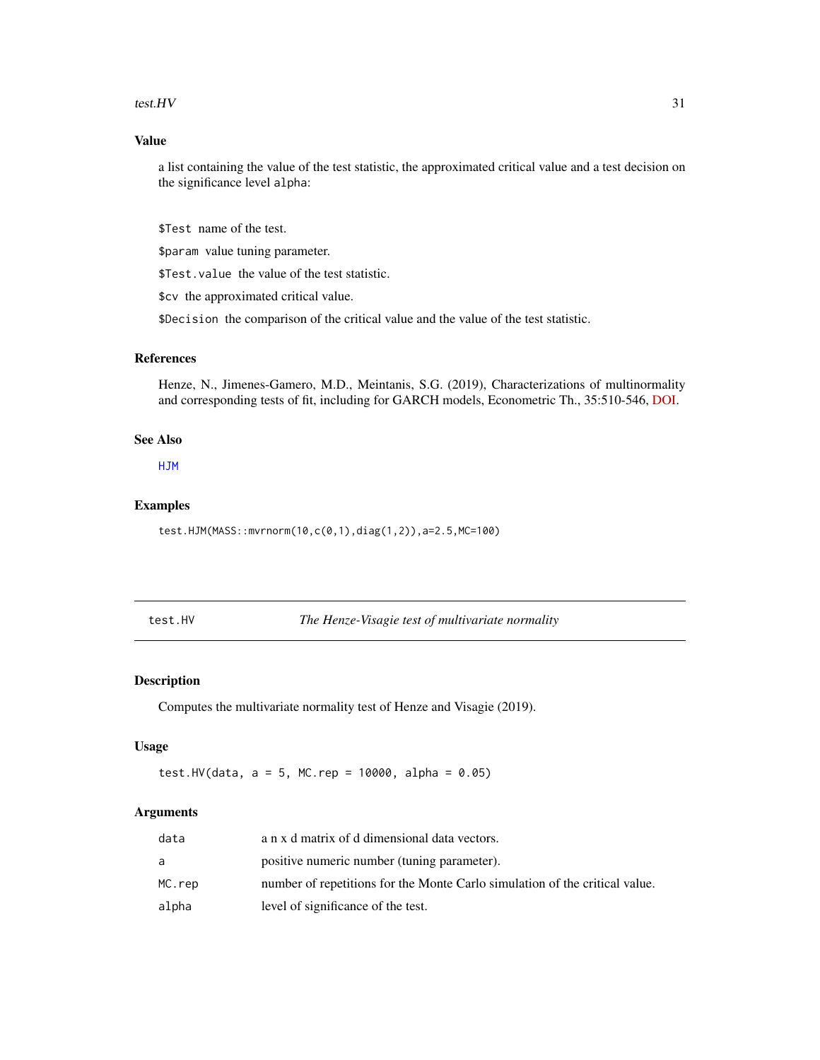## Value

a list containing the value of the test statistic, the approximated critical value and a test decision on the significance level `alpha`:

`$Test` name of the test.

`$param` value tuning parameter.

`$Test.value` the value of the test statistic.

`$cv` the approximated critical value.

`$Decision` the comparison of the critical value and the value of the test statistic.

## References

Henze, N., Jimenes-Gamero, M.D., Meintanis, S.G. (2019), Characterizations of multinormality and corresponding tests of fit, including for GARCH models, Econometric Th., 35:510-546, DOI.

## See Also

HJM

## Examples

```
test.HJM(MASS::mvrnorm(10,c(0,1),diag(1,2)),a=2.5,MC=100)
```

---

# test.HV — *The Henze-Visagie test of multivariate normality*

## Description

Computes the multivariate normality test of Henze and Visagie (2019).

## Usage

```
test.HV(data, a = 5, MC.rep = 10000, alpha = 0.05)
```

## Arguments

| | |
|---|---|
| `data` | a n x d matrix of d dimensional data vectors. |
| `a` | positive numeric number (tuning parameter). |
| `MC.rep` | number of repetitions for the Monte Carlo simulation of the critical value. |
| `alpha` | level of significance of the test. |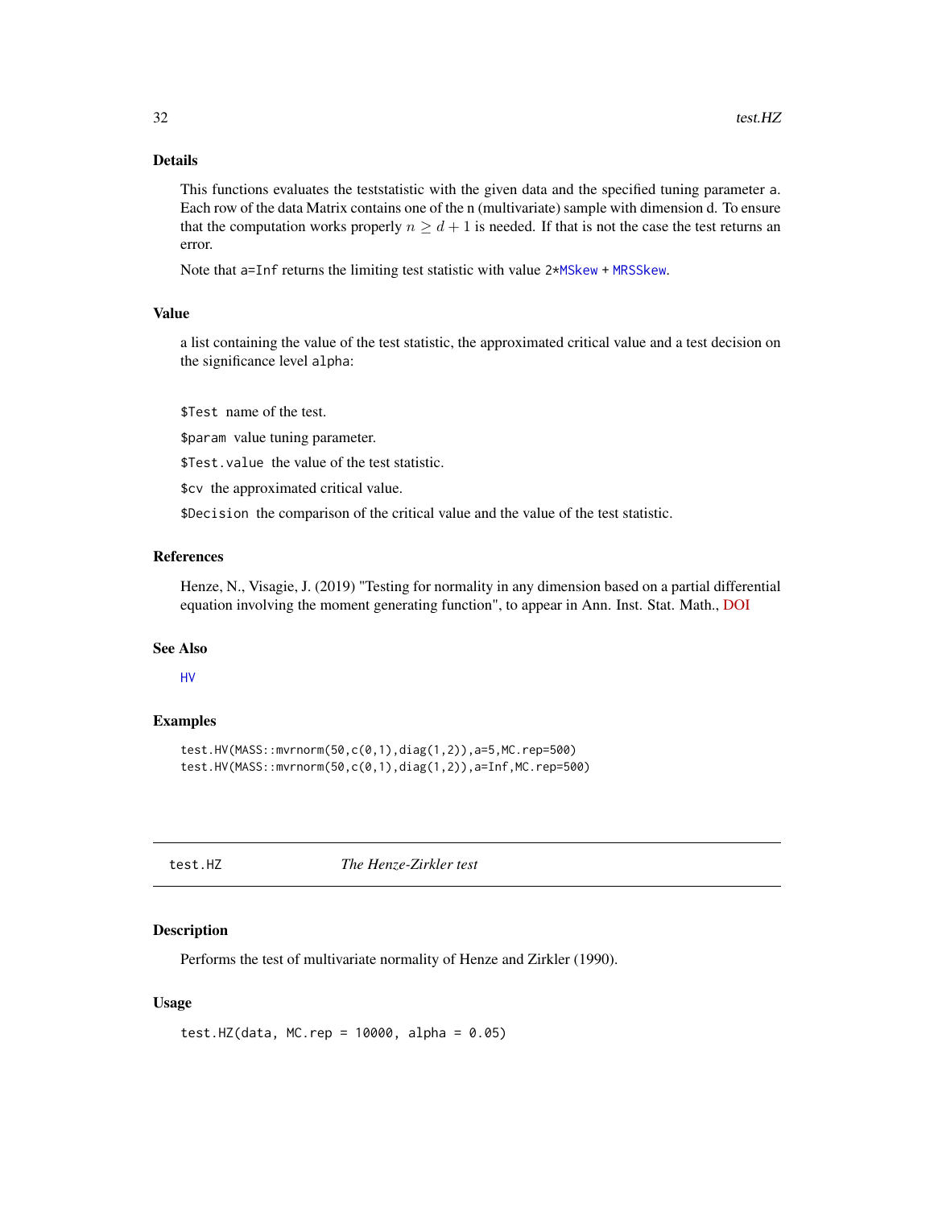### Details

This functions evaluates the teststatistic with the given data and the specified tuning parameter a. Each row of the data Matrix contains one of the n (multivariate) sample with dimension d. To ensure that the computation works properly $n \geq d + 1$ is needed. If that is not the case the test returns an error.

Note that a=Inf returns the limiting test statistic with value 2*MSkew + MRSSkew.

### Value

a list containing the value of the test statistic, the approximated critical value and a test decision on the significance level alpha:

- `$Test` name of the test.
- `$param` value tuning parameter.
- `$Test.value` the value of the test statistic.
- `$cv` the approximated critical value.
- `$Decision` the comparison of the critical value and the value of the test statistic.

### References

Henze, N., Visagie, J. (2019) "Testing for normality in any dimension based on a partial differential equation involving the moment generating function", to appear in Ann. Inst. Stat. Math., DOI

### See Also

HV

### Examples

```
test.HV(MASS::mvrnorm(50,c(0,1),diag(1,2)),a=5,MC.rep=500)
test.HV(MASS::mvrnorm(50,c(0,1),diag(1,2)),a=Inf,MC.rep=500)
```

---

## test.HZ *The Henze-Zirkler test*

### Description

Performs the test of multivariate normality of Henze and Zirkler (1990).

### Usage

```
test.HZ(data, MC.rep = 10000, alpha = 0.05)
```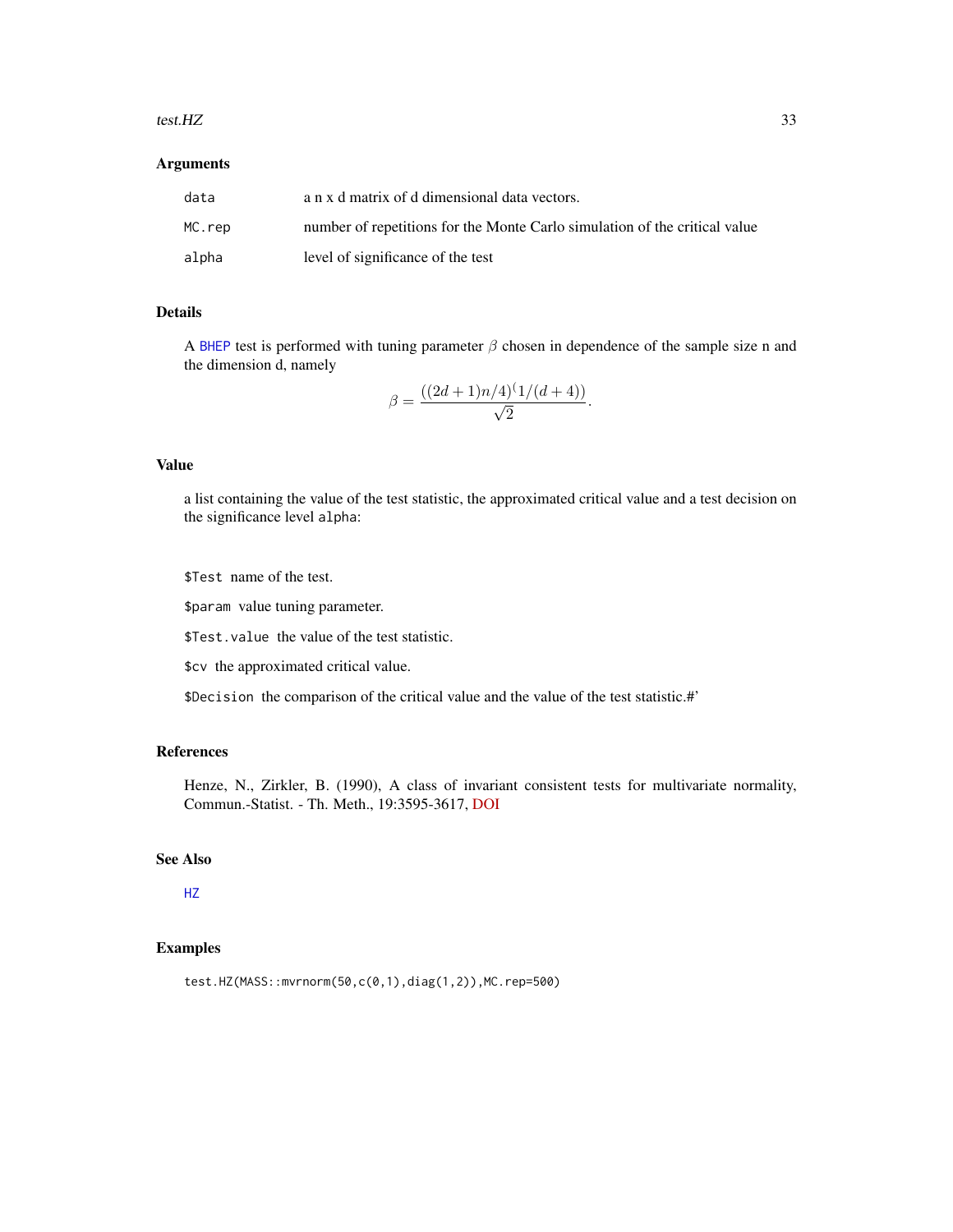### Arguments

| | |
|---|---|
| `data` | a n x d matrix of d dimensional data vectors. |
| `MC.rep` | number of repetitions for the Monte Carlo simulation of the critical value |
| `alpha` | level of significance of the test |

### Details

A BHEP test is performed with tuning parameter $\beta$ chosen in dependence of the sample size n and the dimension d, namely

$$\beta = \frac{((2d+1)n/4)^(1/(d+4))}{\sqrt{2}}.$$

### Value

a list containing the value of the test statistic, the approximated critical value and a test decision on the significance level `alpha`:

`$Test` name of the test.

`$param` value tuning parameter.

`$Test.value` the value of the test statistic.

`$cv` the approximated critical value.

`$Decision` the comparison of the critical value and the value of the test statistic.#'

### References

Henze, N., Zirkler, B. (1990), A class of invariant consistent tests for multivariate normality, Commun.-Statist. - Th. Meth., 19:3595-3617, DOI

### See Also

HZ

### Examples

```
test.HZ(MASS::mvrnorm(50,c(0,1),diag(1,2)),MC.rep=500)
```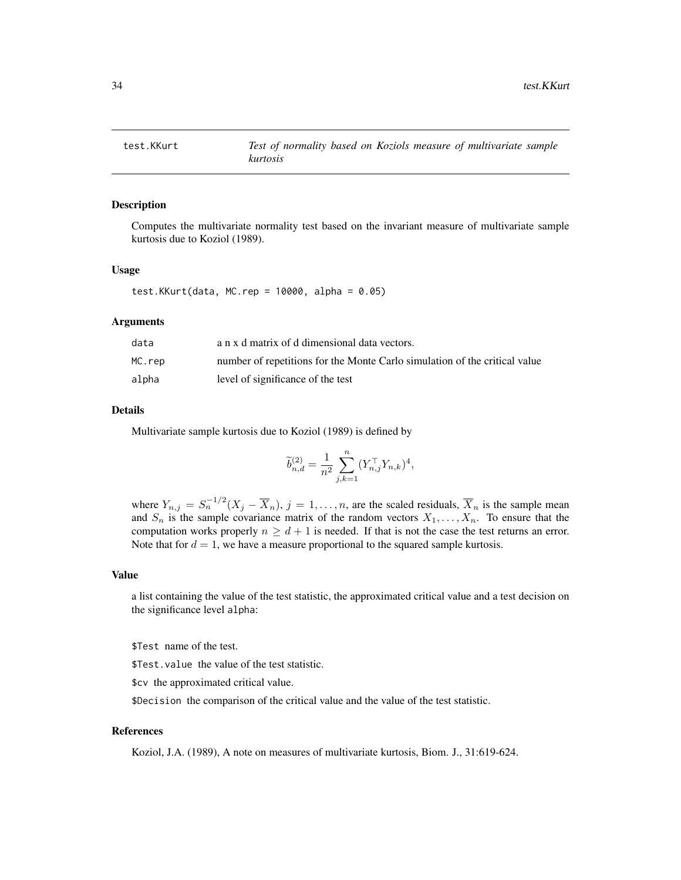# test.KKurt — *Test of normality based on Koziols measure of multivariate sample kurtosis*

## Description

Computes the multivariate normality test based on the invariant measure of multivariate sample kurtosis due to Koziol (1989).

## Usage

```
test.KKurt(data, MC.rep = 10000, alpha = 0.05)
```

## Arguments

| | |
|---|---|
| data | a n x d matrix of d dimensional data vectors. |
| MC.rep | number of repetitions for the Monte Carlo simulation of the critical value |
| alpha | level of significance of the test |

## Details

Multivariate sample kurtosis due to Koziol (1989) is defined by

$$\widetilde{b}_{n,d}^{(2)} = \frac{1}{n^2} \sum_{j,k=1}^{n} (Y_{n,j}^{\top} Y_{n,k})^4,$$

where $Y_{n,j} = S_n^{-1/2}(X_j - \overline{X}_n)$, $j = 1, \ldots, n$, are the scaled residuals, $\overline{X}_n$ is the sample mean and $S_n$ is the sample covariance matrix of the random vectors $X_1, \ldots, X_n$. To ensure that the computation works properly $n \geq d + 1$ is needed. If that is not the case the test returns an error. Note that for $d = 1$, we have a measure proportional to the squared sample kurtosis.

## Value

a list containing the value of the test statistic, the approximated critical value and a test decision on the significance level alpha:

$Test name of the test.

$Test.value the value of the test statistic.

$cv the approximated critical value.

$Decision the comparison of the critical value and the value of the test statistic.

## References

Koziol, J.A. (1989), A note on measures of multivariate kurtosis, Biom. J., 31:619-624.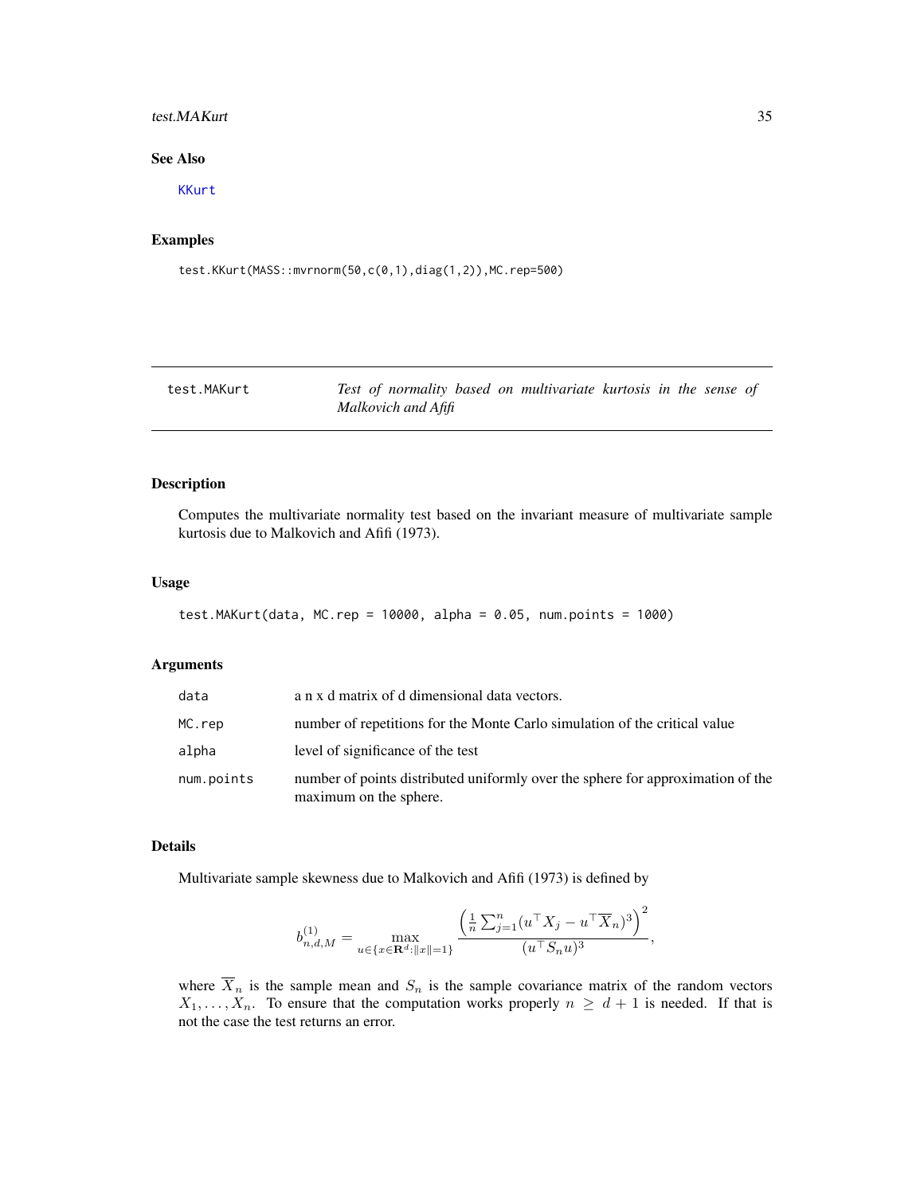## See Also

KKurt

## Examples

```
test.KKurt(MASS::mvrnorm(50,c(0,1),diag(1,2)),MC.rep=500)
```

---

# test.MAKurt — *Test of normality based on multivariate kurtosis in the sense of Malkovich and Afifi*

## Description

Computes the multivariate normality test based on the invariant measure of multivariate sample kurtosis due to Malkovich and Afifi (1973).

## Usage

```
test.MAKurt(data, MC.rep = 10000, alpha = 0.05, num.points = 1000)
```

## Arguments

| | |
|---|---|
| data | a n x d matrix of d dimensional data vectors. |
| MC.rep | number of repetitions for the Monte Carlo simulation of the critical value |
| alpha | level of significance of the test |
| num.points | number of points distributed uniformly over the sphere for approximation of the maximum on the sphere. |

## Details

Multivariate sample skewness due to Malkovich and Afifi (1973) is defined by

$$b_{n,d,M}^{(1)} = \max_{u \in \{x \in \mathbf{R}^d : \|x\|=1\}} \frac{\left(\frac{1}{n}\sum_{j=1}^{n}(u^\top X_j - u^\top \overline{X}_n)^3\right)^2}{(u^\top S_n u)^3},$$

where $\overline{X}_n$ is the sample mean and $S_n$ is the sample covariance matrix of the random vectors $X_1, \ldots, X_n$. To ensure that the computation works properly $n \geq d+1$ is needed. If that is not the case the test returns an error.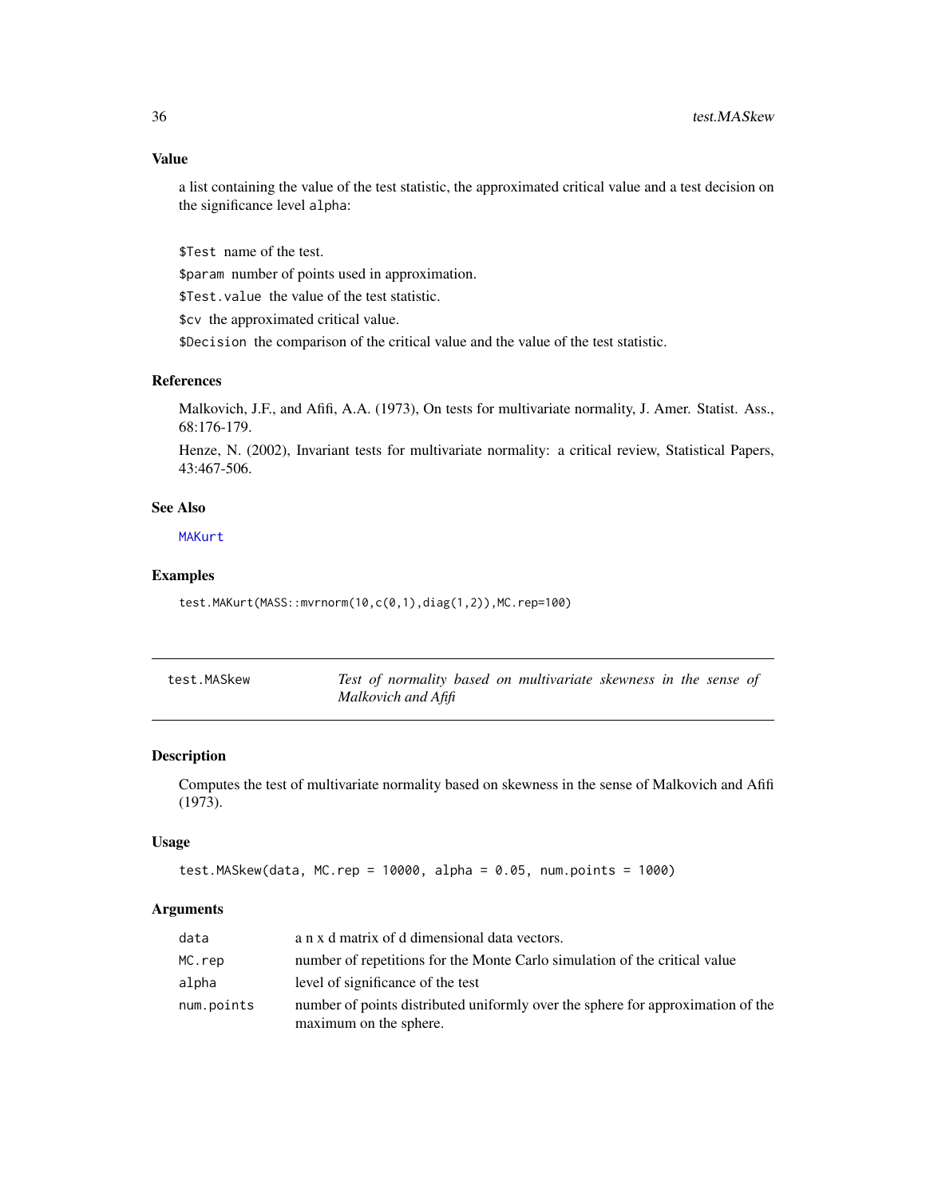## Value

a list containing the value of the test statistic, the approximated critical value and a test decision on the significance level alpha:

- `$Test` name of the test.
- `$param` number of points used in approximation.
- `$Test.value` the value of the test statistic.
- `$cv` the approximated critical value.
- `$Decision` the comparison of the critical value and the value of the test statistic.

## References

Malkovich, J.F., and Afifi, A.A. (1973), On tests for multivariate normality, J. Amer. Statist. Ass., 68:176-179.

Henze, N. (2002), Invariant tests for multivariate normality: a critical review, Statistical Papers, 43:467-506.

## See Also

MAKurt

## Examples

```
test.MAKurt(MASS::mvrnorm(10,c(0,1),diag(1,2)),MC.rep=100)
```

---

# test.MASkew — *Test of normality based on multivariate skewness in the sense of Malkovich and Afifi*

## Description

Computes the test of multivariate normality based on skewness in the sense of Malkovich and Afifi (1973).

## Usage

```
test.MASkew(data, MC.rep = 10000, alpha = 0.05, num.points = 1000)
```

## Arguments

| | |
|---|---|
| data | a n x d matrix of d dimensional data vectors. |
| MC.rep | number of repetitions for the Monte Carlo simulation of the critical value |
| alpha | level of significance of the test |
| num.points | number of points distributed uniformly over the sphere for approximation of the maximum on the sphere. |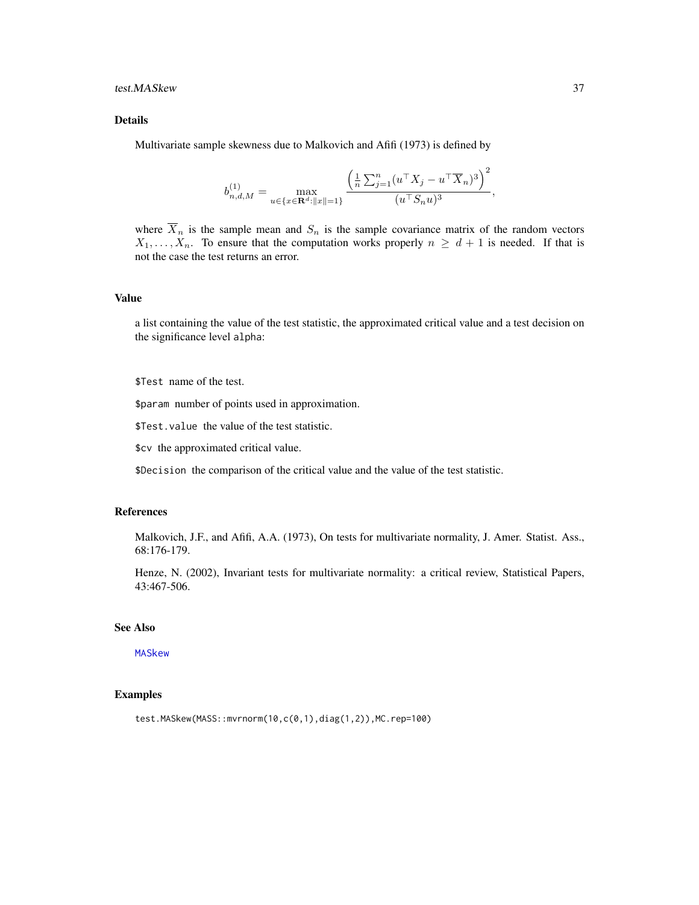## Details

Multivariate sample skewness due to Malkovich and Afifi (1973) is defined by

$$b_{n,d,M}^{(1)} = \max_{u \in \{x \in \mathbf{R}^d : \|x\|=1\}} \frac{\left(\frac{1}{n}\sum_{j=1}^{n}(u^\top X_j - u^\top \overline{X}_n)^3\right)^2}{(u^\top S_n u)^3},$$

where $\overline{X}_n$ is the sample mean and $S_n$ is the sample covariance matrix of the random vectors $X_1, \ldots, X_n$. To ensure that the computation works properly $n \geq d+1$ is needed. If that is not the case the test returns an error.

## Value

a list containing the value of the test statistic, the approximated critical value and a test decision on the significance level `alpha`:

`$Test` name of the test.

`$param` number of points used in approximation.

`$Test.value` the value of the test statistic.

`$cv` the approximated critical value.

`$Decision` the comparison of the critical value and the value of the test statistic.

## References

Malkovich, J.F., and Afifi, A.A. (1973), On tests for multivariate normality, J. Amer. Statist. Ass., 68:176-179.

Henze, N. (2002), Invariant tests for multivariate normality: a critical review, Statistical Papers, 43:467-506.

## See Also

`MASkew`

## Examples

```
test.MASkew(MASS::mvrnorm(10,c(0,1),diag(1,2)),MC.rep=100)
```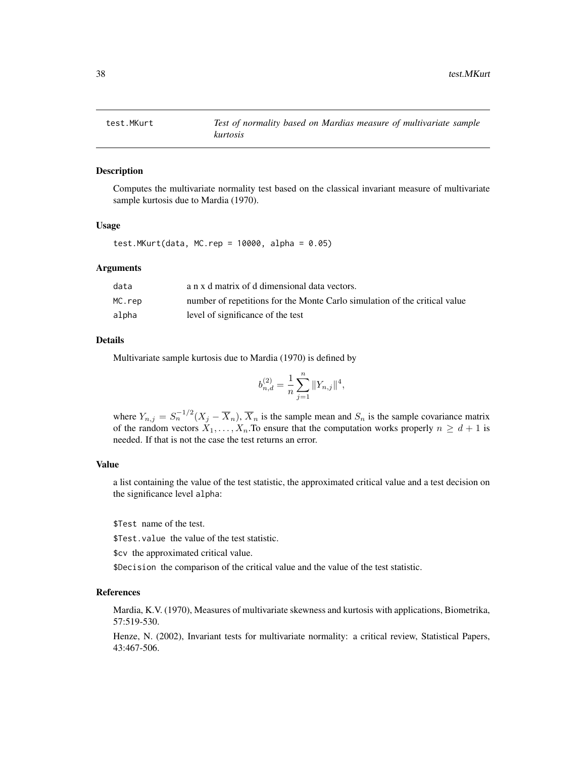## test.MKurt

*Test of normality based on Mardias measure of multivariate sample kurtosis*

### Description

Computes the multivariate normality test based on the classical invariant measure of multivariate sample kurtosis due to Mardia (1970).

### Usage

```
test.MKurt(data, MC.rep = 10000, alpha = 0.05)
```

### Arguments

| | |
|---|---|
| data | a n x d matrix of d dimensional data vectors. |
| MC.rep | number of repetitions for the Monte Carlo simulation of the critical value |
| alpha | level of significance of the test |

### Details

Multivariate sample kurtosis due to Mardia (1970) is defined by

$$b_{n,d}^{(2)} = \frac{1}{n}\sum_{j=1}^{n} \|Y_{n,j}\|^4,$$

where $Y_{n,j} = S_n^{-1/2}(X_j - \overline{X}_n)$, $\overline{X}_n$ is the sample mean and $S_n$ is the sample covariance matrix of the random vectors $X_1, \ldots, X_n$.To ensure that the computation works properly $n \geq d + 1$ is needed. If that is not the case the test returns an error.

### Value

a list containing the value of the test statistic, the approximated critical value and a test decision on the significance level `alpha`:

`$Test` name of the test.

`$Test.value` the value of the test statistic.

`$cv` the approximated critical value.

`$Decision` the comparison of the critical value and the value of the test statistic.

### References

Mardia, K.V. (1970), Measures of multivariate skewness and kurtosis with applications, Biometrika, 57:519-530.

Henze, N. (2002), Invariant tests for multivariate normality: a critical review, Statistical Papers, 43:467-506.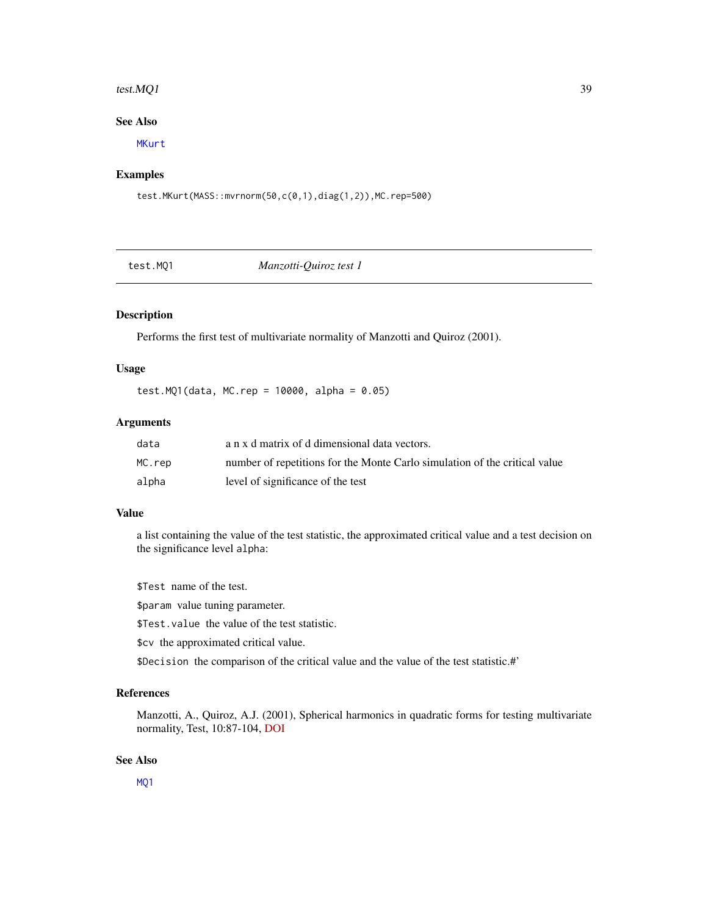### See Also

MKurt

### Examples

```
test.MKurt(MASS::mvrnorm(50,c(0,1),diag(1,2)),MC.rep=500)
```

## test.MQ1 *Manzotti-Quiroz test 1*

### Description

Performs the first test of multivariate normality of Manzotti and Quiroz (2001).

### Usage

```
test.MQ1(data, MC.rep = 10000, alpha = 0.05)
```

### Arguments

| | |
|---|---|
| data | a n x d matrix of d dimensional data vectors. |
| MC.rep | number of repetitions for the Monte Carlo simulation of the critical value |
| alpha | level of significance of the test |

### Value

a list containing the value of the test statistic, the approximated critical value and a test decision on the significance level alpha:

$Test name of the test.

$param value tuning parameter.

$Test.value the value of the test statistic.

$cv the approximated critical value.

$Decision the comparison of the critical value and the value of the test statistic.#'

### References

Manzotti, A., Quiroz, A.J. (2001), Spherical harmonics in quadratic forms for testing multivariate normality, Test, 10:87-104, DOI

### See Also

MQ1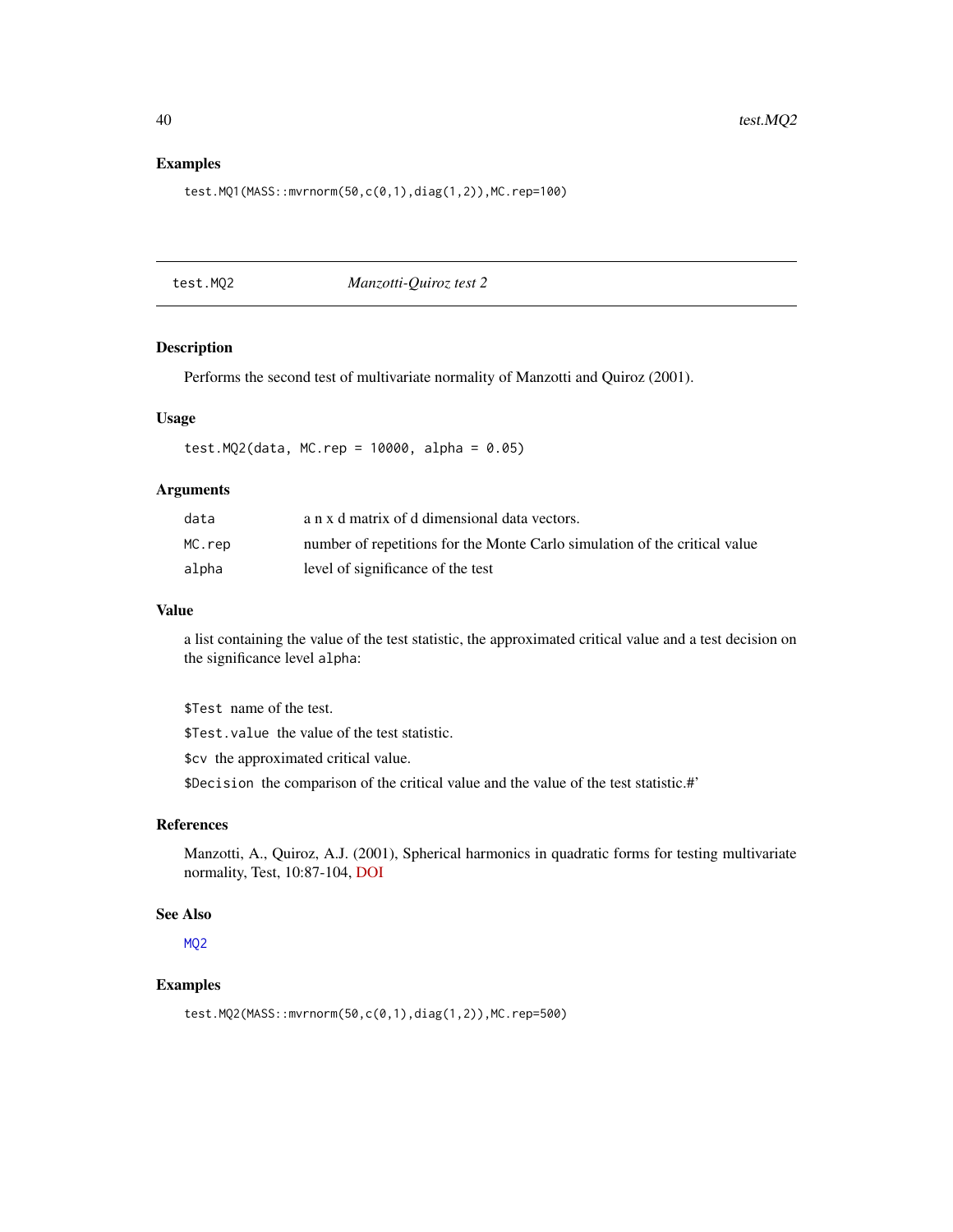## Examples

```
test.MQ1(MASS::mvrnorm(50,c(0,1),diag(1,2)),MC.rep=100)
```

---

## test.MQ2 *Manzotti-Quiroz test 2*

### Description

Performs the second test of multivariate normality of Manzotti and Quiroz (2001).

### Usage

```
test.MQ2(data, MC.rep = 10000, alpha = 0.05)
```

### Arguments

| | |
|---|---|
| data | a n x d matrix of d dimensional data vectors. |
| MC.rep | number of repetitions for the Monte Carlo simulation of the critical value |
| alpha | level of significance of the test |

### Value

a list containing the value of the test statistic, the approximated critical value and a test decision on the significance level `alpha`:

`$Test` name of the test.

`$Test.value` the value of the test statistic.

`$cv` the approximated critical value.

`$Decision` the comparison of the critical value and the value of the test statistic.#'

### References

Manzotti, A., Quiroz, A.J. (2001), Spherical harmonics in quadratic forms for testing multivariate normality, Test, 10:87-104, DOI

### See Also

MQ2

### Examples

```
test.MQ2(MASS::mvrnorm(50,c(0,1),diag(1,2)),MC.rep=500)
```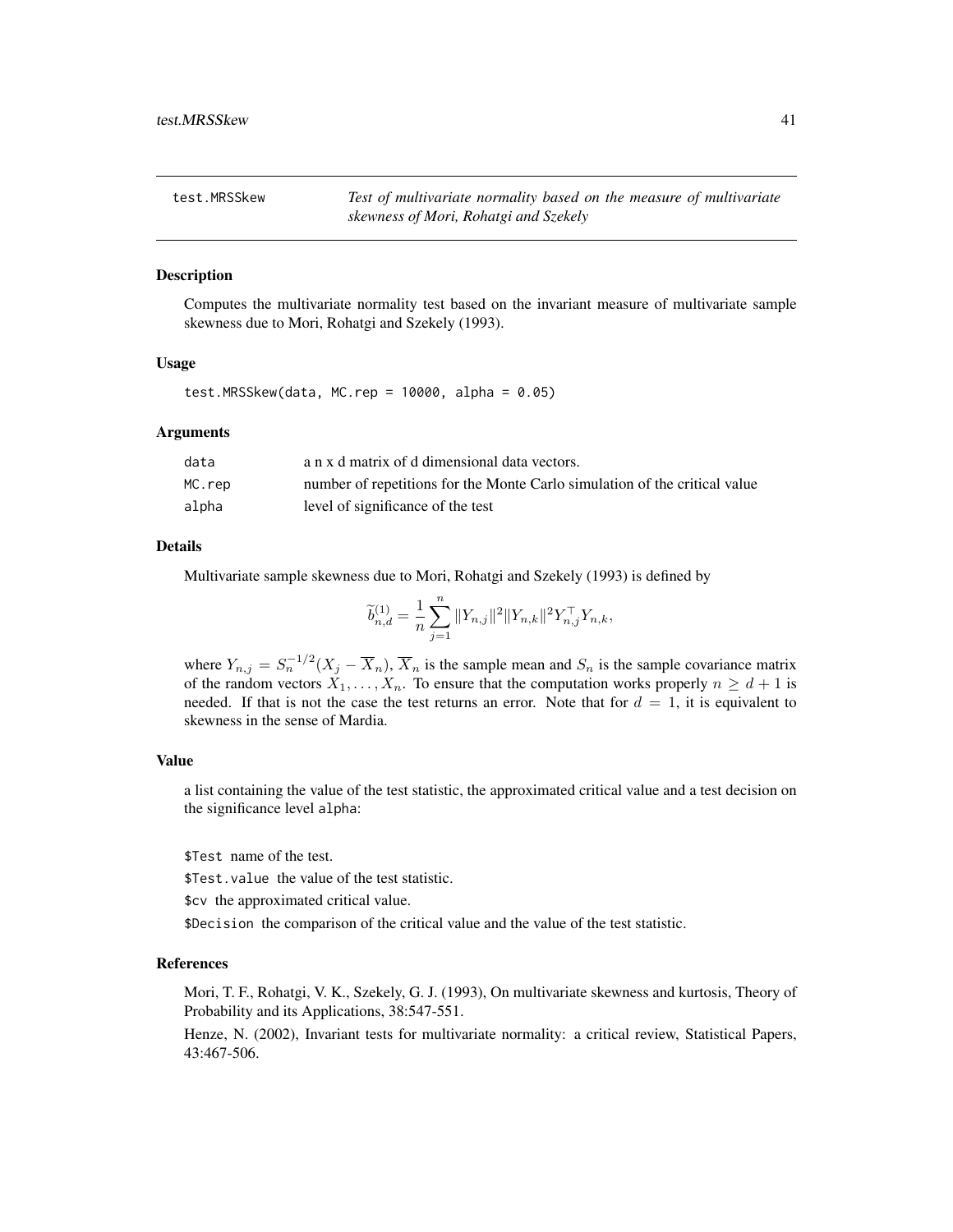`test.MRSSkew` *Test of multivariate normality based on the measure of multivariate skewness of Mori, Rohatgi and Szekely*

## Description

Computes the multivariate normality test based on the invariant measure of multivariate sample skewness due to Mori, Rohatgi and Szekely (1993).

## Usage

```
test.MRSSkew(data, MC.rep = 10000, alpha = 0.05)
```

## Arguments

| | |
|---|---|
| `data` | a n x d matrix of d dimensional data vectors. |
| `MC.rep` | number of repetitions for the Monte Carlo simulation of the critical value |
| `alpha` | level of significance of the test |

## Details

Multivariate sample skewness due to Mori, Rohatgi and Szekely (1993) is defined by

$$\widetilde{b}_{n,d}^{(1)} = \frac{1}{n}\sum_{j=1}^{n} \|Y_{n,j}\|^2 \|Y_{n,k}\|^2 Y_{n,j}^\top Y_{n,k},$$

where $Y_{n,j} = S_n^{-1/2}(X_j - \overline{X}_n)$, $\overline{X}_n$ is the sample mean and $S_n$ is the sample covariance matrix of the random vectors $X_1, \ldots, X_n$. To ensure that the computation works properly $n \geq d+1$ is needed. If that is not the case the test returns an error. Note that for $d = 1$, it is equivalent to skewness in the sense of Mardia.

## Value

a list containing the value of the test statistic, the approximated critical value and a test decision on the significance level `alpha`:

`$Test` name of the test.

`$Test.value` the value of the test statistic.

`$cv` the approximated critical value.

`$Decision` the comparison of the critical value and the value of the test statistic.

## References

Mori, T. F., Rohatgi, V. K., Szekely, G. J. (1993), On multivariate skewness and kurtosis, Theory of Probability and its Applications, 38:547-551.

Henze, N. (2002), Invariant tests for multivariate normality: a critical review, Statistical Papers, 43:467-506.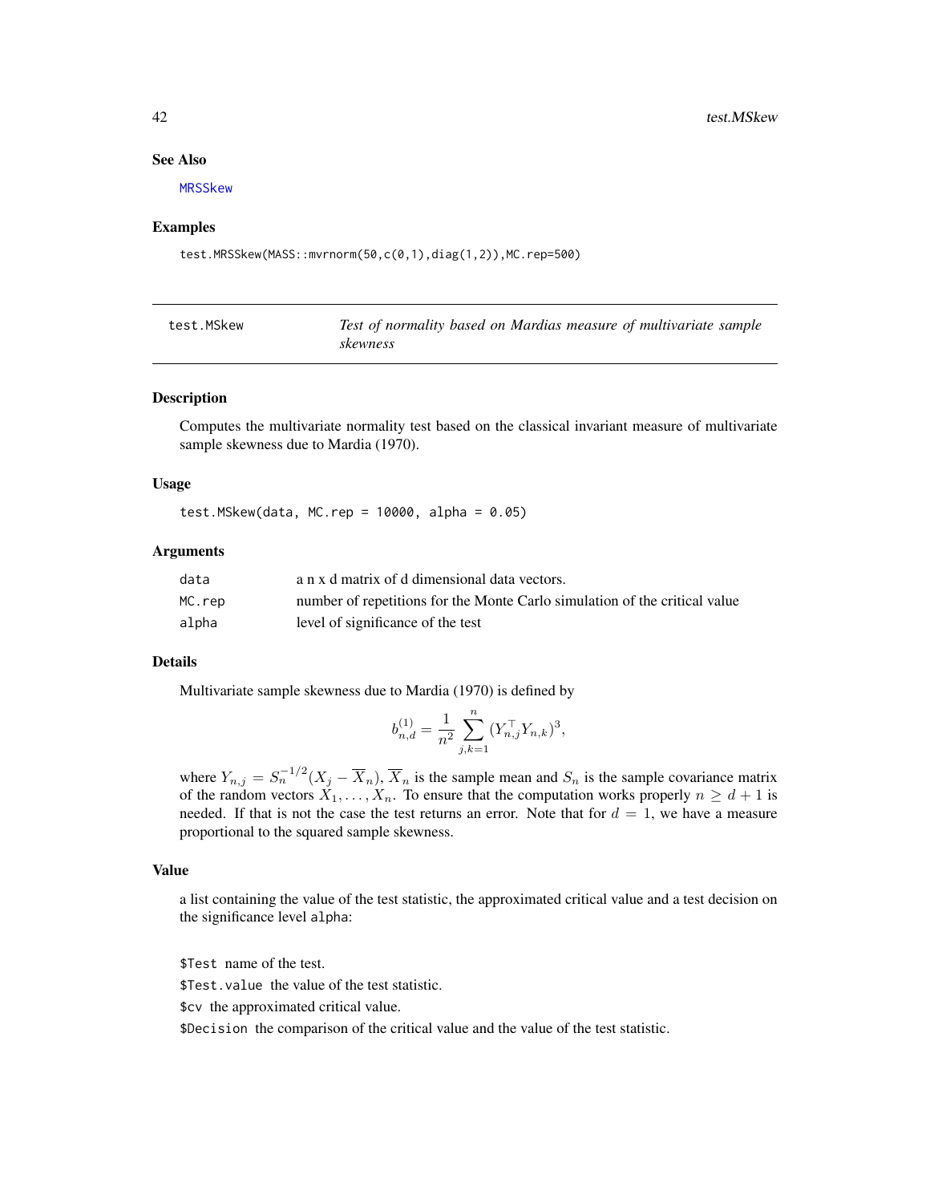### See Also

MRSSkew

### Examples

```
test.MRSSkew(MASS::mvrnorm(50,c(0,1),diag(1,2)),MC.rep=500)
```

---

## test.MSkew — *Test of normality based on Mardias measure of multivariate sample skewness*

---

### Description

Computes the multivariate normality test based on the classical invariant measure of multivariate sample skewness due to Mardia (1970).

### Usage

```
test.MSkew(data, MC.rep = 10000, alpha = 0.05)
```

### Arguments

| | |
|---|---|
| data | a n x d matrix of d dimensional data vectors. |
| MC.rep | number of repetitions for the Monte Carlo simulation of the critical value |
| alpha | level of significance of the test |

### Details

Multivariate sample skewness due to Mardia (1970) is defined by

$$b_{n,d}^{(1)} = \frac{1}{n^2} \sum_{j,k=1}^{n} (Y_{n,j}^\top Y_{n,k})^3,$$

where $Y_{n,j} = S_n^{-1/2}(X_j - \overline{X}_n)$, $\overline{X}_n$ is the sample mean and $S_n$ is the sample covariance matrix of the random vectors $X_1, \ldots, X_n$. To ensure that the computation works properly $n \geq d + 1$ is needed. If that is not the case the test returns an error. Note that for $d = 1$, we have a measure proportional to the squared sample skewness.

### Value

a list containing the value of the test statistic, the approximated critical value and a test decision on the significance level `alpha`:

`$Test` name of the test.

`$Test.value` the value of the test statistic.

`$cv` the approximated critical value.

`$Decision` the comparison of the critical value and the value of the test statistic.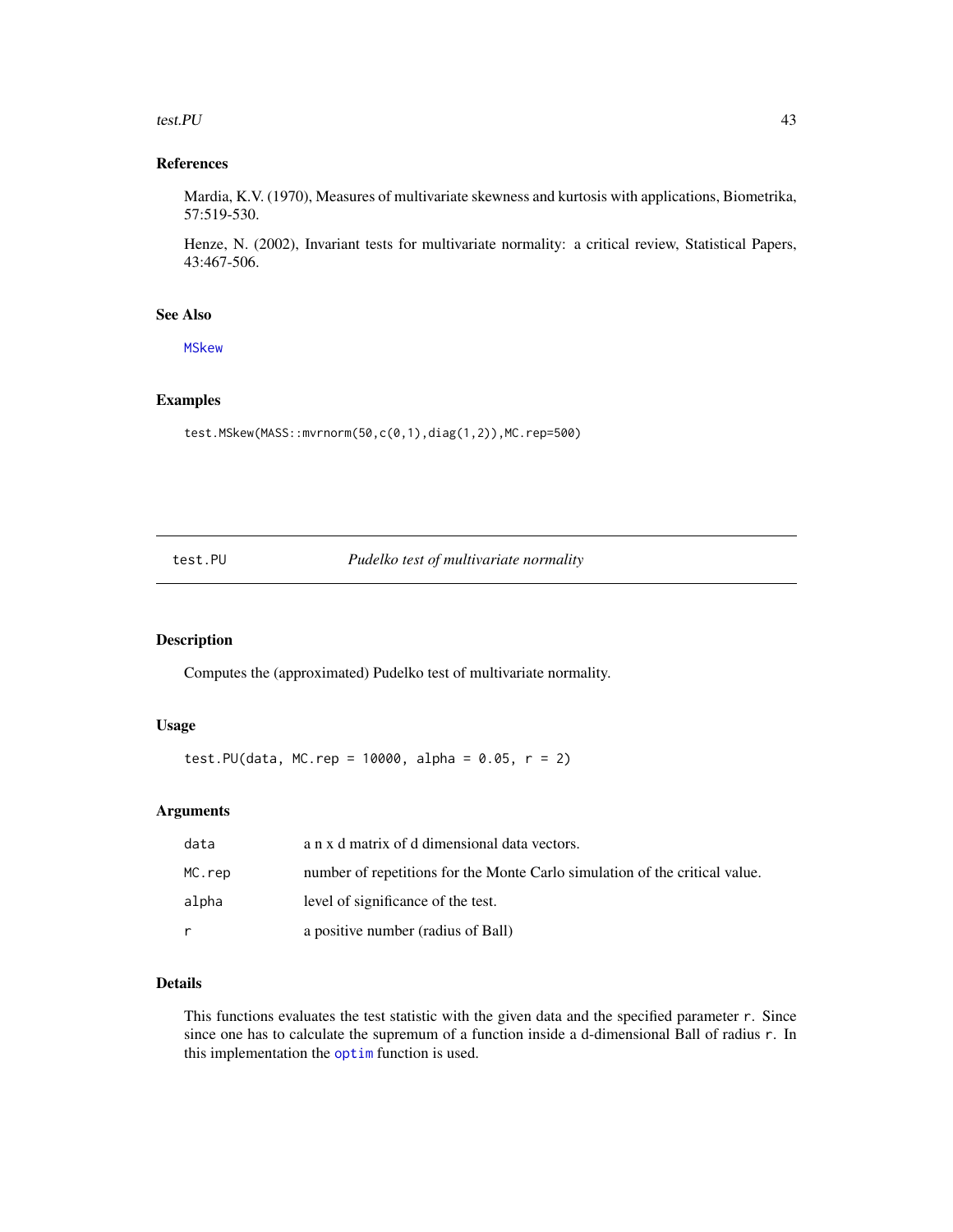### References

Mardia, K.V. (1970), Measures of multivariate skewness and kurtosis with applications, Biometrika, 57:519-530.

Henze, N. (2002), Invariant tests for multivariate normality: a critical review, Statistical Papers, 43:467-506.

### See Also

MSkew

### Examples

```
test.MSkew(MASS::mvrnorm(50,c(0,1),diag(1,2)),MC.rep=500)
```

---

## test.PU — *Pudelko test of multivariate normality*

### Description

Computes the (approximated) Pudelko test of multivariate normality.

### Usage

```
test.PU(data, MC.rep = 10000, alpha = 0.05, r = 2)
```

### Arguments

| | |
|---|---|
| data | a n x d matrix of d dimensional data vectors. |
| MC.rep | number of repetitions for the Monte Carlo simulation of the critical value. |
| alpha | level of significance of the test. |
| r | a positive number (radius of Ball) |

### Details

This functions evaluates the test statistic with the given data and the specified parameter `r`. Since since one has to calculate the supremum of a function inside a d-dimensional Ball of radius `r`. In this implementation the `optim` function is used.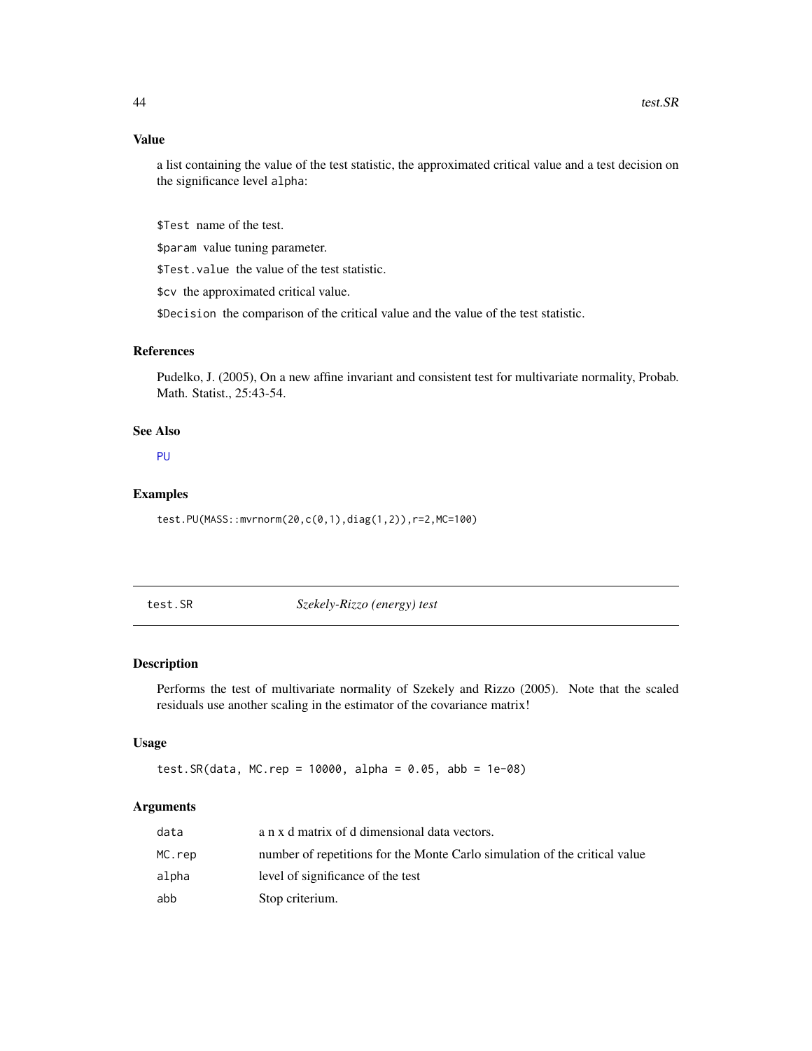### Value

a list containing the value of the test statistic, the approximated critical value and a test decision on the significance level alpha:

$Test name of the test.

$param value tuning parameter.

$Test.value the value of the test statistic.

$cv the approximated critical value.

$Decision the comparison of the critical value and the value of the test statistic.

### References

Pudelko, J. (2005), On a new affine invariant and consistent test for multivariate normality, Probab. Math. Statist., 25:43-54.

### See Also

PU

### Examples

```
test.PU(MASS::mvrnorm(20,c(0,1),diag(1,2)),r=2,MC=100)
```

---

## test.SR &nbsp;&nbsp;&nbsp;&nbsp; *Szekely-Rizzo (energy) test*

### Description

Performs the test of multivariate normality of Szekely and Rizzo (2005). Note that the scaled residuals use another scaling in the estimator of the covariance matrix!

### Usage

```
test.SR(data, MC.rep = 10000, alpha = 0.05, abb = 1e-08)
```

### Arguments

| | |
|---|---|
| data | a n x d matrix of d dimensional data vectors. |
| MC.rep | number of repetitions for the Monte Carlo simulation of the critical value |
| alpha | level of significance of the test |
| abb | Stop criterium. |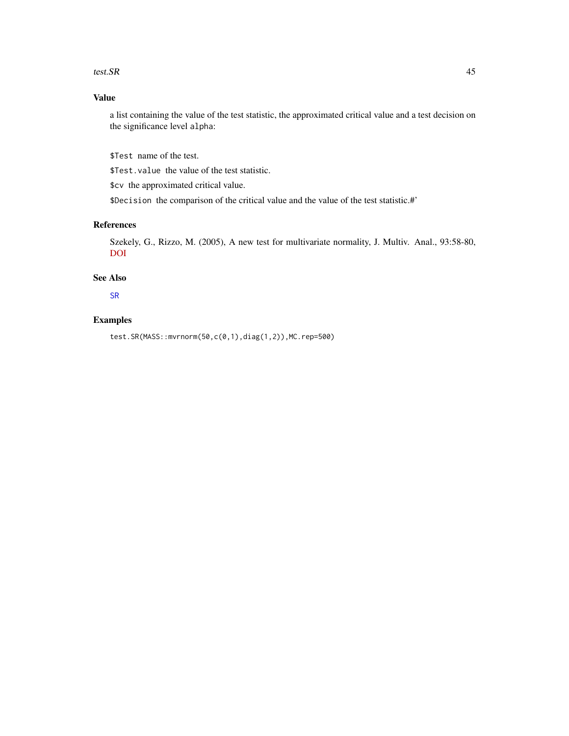## Value

a list containing the value of the test statistic, the approximated critical value and a test decision on the significance level `alpha`:

`$Test` name of the test.

`$Test.value` the value of the test statistic.

`$cv` the approximated critical value.

`$Decision` the comparison of the critical value and the value of the test statistic.#'

## References

Szekely, G., Rizzo, M. (2005), A new test for multivariate normality, J. Multiv. Anal., 93:58-80, DOI

## See Also

SR

## Examples

```
test.SR(MASS::mvrnorm(50,c(0,1),diag(1,2)),MC.rep=500)
```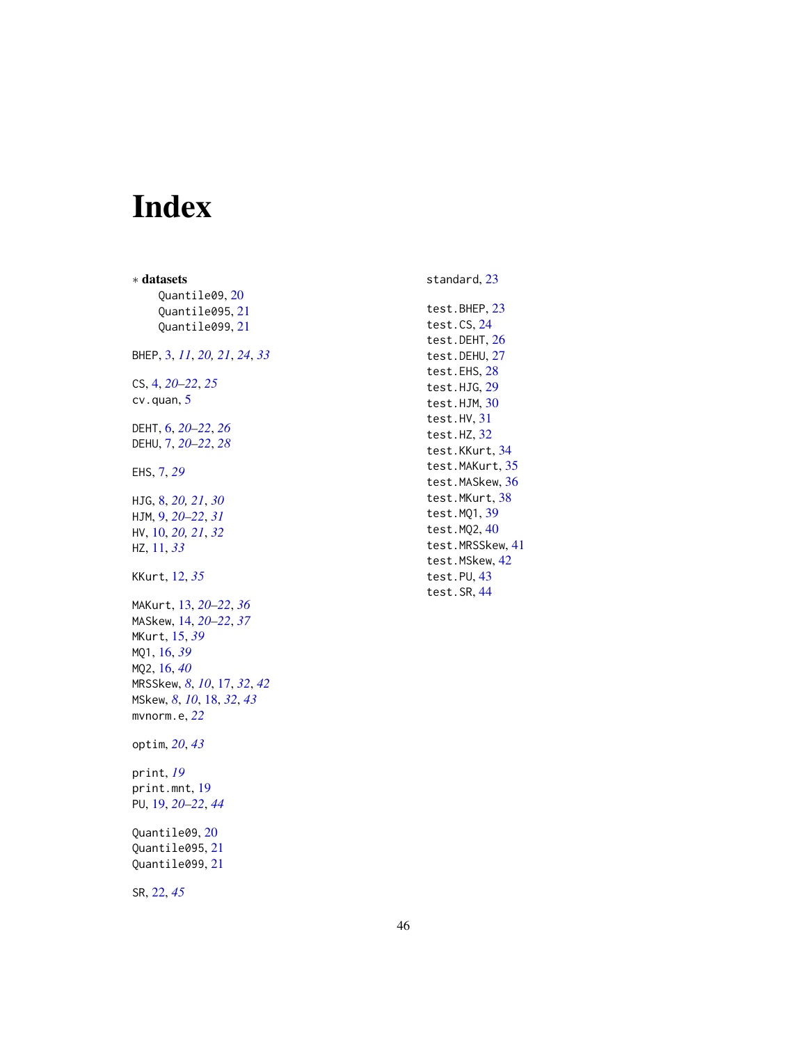# Index

∗ **datasets**
    Quantile09, 20
    Quantile095, 21
    Quantile099, 21

BHEP, 3, *11*, *20, 21*, *24*, *33*

CS, 4, *20–22*, *25*
cv.quan, 5

DEHT, 6, *20–22*, *26*
DEHU, 7, *20–22*, *28*

EHS, 7, *29*

HJG, 8, *20, 21*, *30*
HJM, 9, *20–22*, *31*
HV, 10, *20, 21*, *32*
HZ, 11, *33*

KKurt, 12, *35*

MAKurt, 13, *20–22*, *36*
MASkew, 14, *20–22*, *37*
MKurt, 15, *39*
MQ1, 16, *39*
MQ2, 16, *40*
MRSSkew, *8*, *10*, 17, *32*, *42*
MSkew, *8*, *10*, 18, *32*, *43*
mvnorm.e, *22*

optim, *20*, *43*

print, *19*
print.mnt, 19
PU, 19, *20–22*, *44*

Quantile09, 20
Quantile095, 21
Quantile099, 21

SR, 22, *45*
standard, 23

test.BHEP, 23
test.CS, 24
test.DEHT, 26
test.DEHU, 27
test.EHS, 28
test.HJG, 29
test.HJM, 30
test.HV, 31
test.HZ, 32
test.KKurt, 34
test.MAKurt, 35
test.MASkew, 36
test.MKurt, 38
test.MQ1, 39
test.MQ2, 40
test.MRSSkew, 41
test.MSkew, 42
test.PU, 43
test.SR, 44